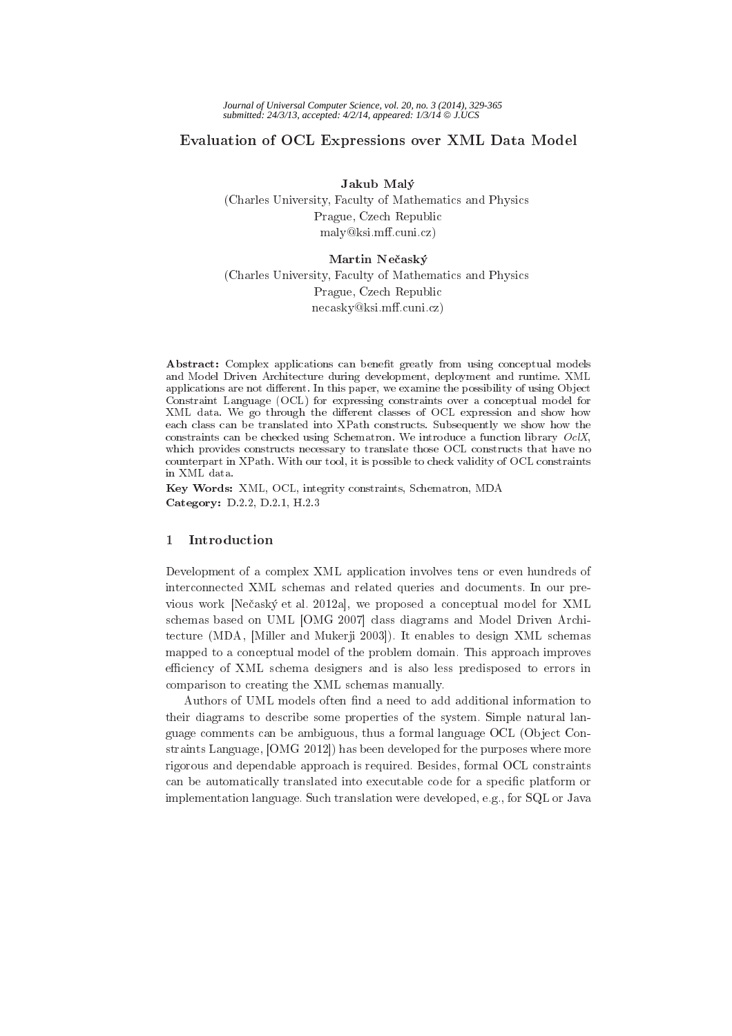Journal of Universal Computer Science, vol. 20, no. 3 (2014), 329-365
submitted: 24/3/13, accepted: 4/2/14, appeared: 1/3/14 © J.UCS

# Evaluation of OCL Expressions over XML Data Model

**Jakub Malý**
(Charles University, Faculty of Mathematics and Physics
Prague, Czech Republic
maly@ksi.mff.cuni.cz)

**Martin Nečaský**
(Charles University, Faculty of Mathematics and Physics
Prague, Czech Republic
necasky@ksi.mff.cuni.cz)

**Abstract:** Complex applications can benefit greatly from using conceptual models and Model Driven Architecture during development, deployment and runtime. XML applications are not different. In this paper, we examine the possibility of using Object Constraint Language (OCL) for expressing constraints over a conceptual model for XML data. We go through the different classes of OCL expression and show how each class can be translated into XPath constructs. Subsequently we show how the constraints can be checked using Schematron. We introduce a function library *OclX*, which provides constructs necessary to translate those OCL constructs that have no counterpart in XPath. With our tool, it is possible to check validity of OCL constraints in XML data.

**Key Words:** XML, OCL, integrity constraints, Schematron, MDA
**Category:** D.2.2, D.2.1, H.2.3

## 1 Introduction

Development of a complex XML application involves tens or even hundreds of interconnected XML schemas and related queries and documents. In our previous work [Nečaský et al. 2012a], we proposed a conceptual model for XML schemas based on UML [OMG 2007] class diagrams and Model Driven Architecture (MDA, [Miller and Mukerji 2003]). It enables to design XML schemas mapped to a conceptual model of the problem domain. This approach improves efficiency of XML schema designers and is also less predisposed to errors in comparison to creating the XML schemas manually.

Authors of UML models often find a need to add additional information to their diagrams to describe some properties of the system. Simple natural language comments can be ambiguous, thus a formal language OCL (Object Constraints Language, [OMG 2012]) has been developed for the purposes where more rigorous and dependable approach is required. Besides, formal OCL constraints can be automatically translated into executable code for a specific platform or implementation language. Such translation were developed, e.g., for SQL or Java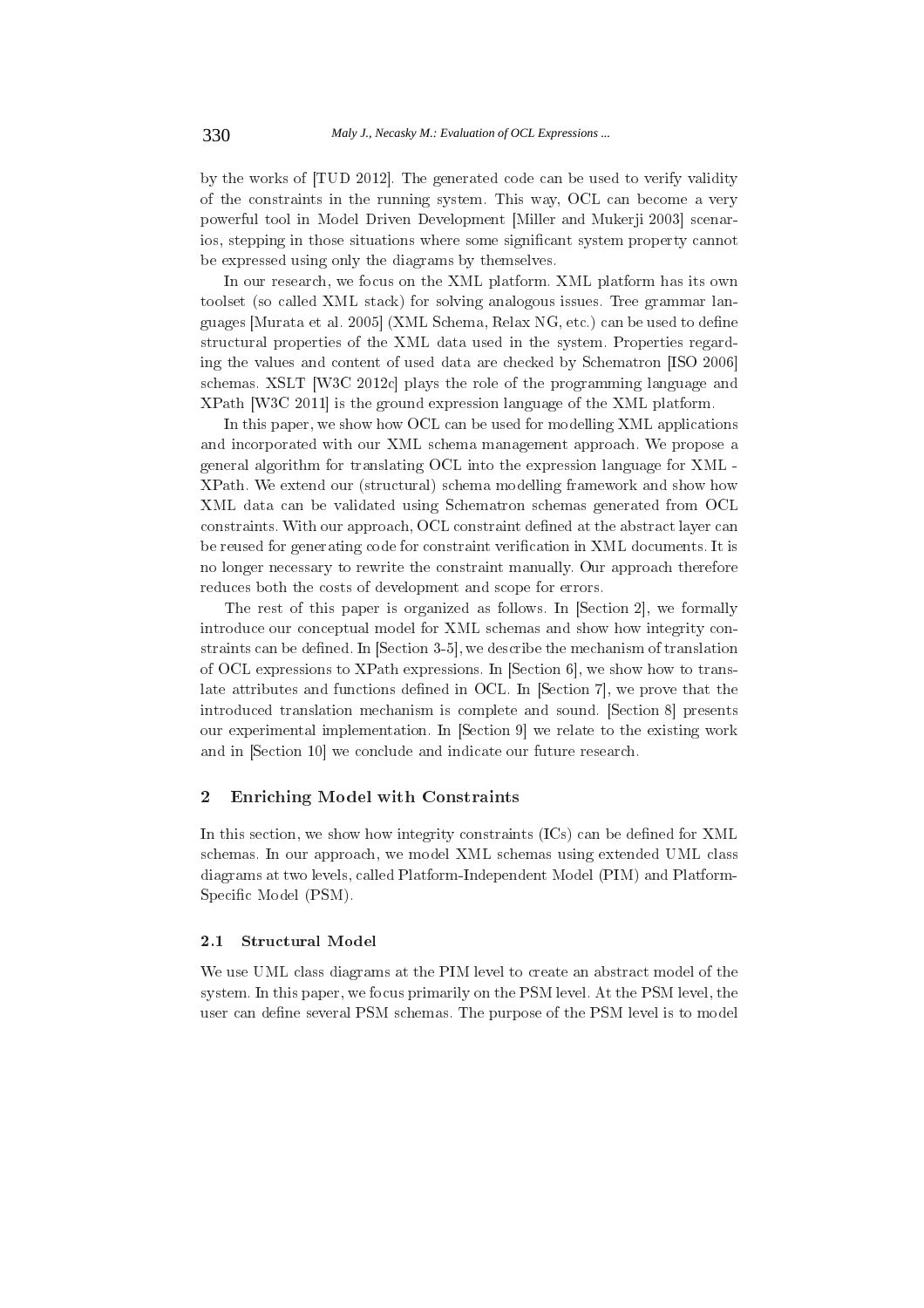by the works of [TUD 2012]. The generated code can be used to verify validity of the constraints in the running system. This way, OCL can become a very powerful tool in Model Driven Development [Miller and Mukerji 2003] scenarios, stepping in those situations where some significant system property cannot be expressed using only the diagrams by themselves.

In our research, we focus on the XML platform. XML platform has its own toolset (so called XML stack) for solving analogous issues. Tree grammar languages [Murata et al. 2005] (XML Schema, Relax NG, etc.) can be used to define structural properties of the XML data used in the system. Properties regarding the values and content of used data are checked by Schematron [ISO 2006] schemas. XSLT [W3C 2012c] plays the role of the programming language and XPath [W3C 2011] is the ground expression language of the XML platform.

In this paper, we show how OCL can be used for modelling XML applications and incorporated with our XML schema management approach. We propose a general algorithm for translating OCL into the expression language for XML - XPath. We extend our (structural) schema modelling framework and show how XML data can be validated using Schematron schemas generated from OCL constraints. With our approach, OCL constraint defined at the abstract layer can be reused for generating code for constraint verification in XML documents. It is no longer necessary to rewrite the constraint manually. Our approach therefore reduces both the costs of development and scope for errors.

The rest of this paper is organized as follows. In [Section 2], we formally introduce our conceptual model for XML schemas and show how integrity constraints can be defined. In [Section 3-5], we describe the mechanism of translation of OCL expressions to XPath expressions. In [Section 6], we show how to translate attributes and functions defined in OCL. In [Section 7], we prove that the introduced translation mechanism is complete and sound. [Section 8] presents our experimental implementation. In [Section 9] we relate to the existing work and in [Section 10] we conclude and indicate our future research.

## 2 Enriching Model with Constraints

In this section, we show how integrity constraints (ICs) can be defined for XML schemas. In our approach, we model XML schemas using extended UML class diagrams at two levels, called Platform-Independent Model (PIM) and Platform-Specific Model (PSM).

### 2.1 Structural Model

We use UML class diagrams at the PIM level to create an abstract model of the system. In this paper, we focus primarily on the PSM level. At the PSM level, the user can define several PSM schemas. The purpose of the PSM level is to model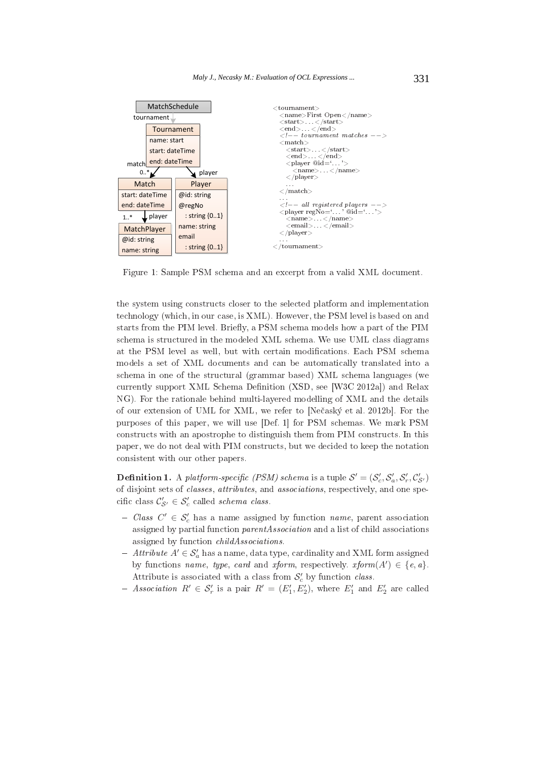```
<tournament>
  <name>First Open</name>
  <start>...</start>
  <end>...</end>
  <!-- tournament matches -->
  <match>
    <start>...</start>
    <end>...</end>
    <player @id='...'>
      <name>...</name>
    </player>
    ...
  </match>
  ...
  <!-- all registered players -->
  <player regNo='...' @id='...'>
    <name>...</name>
    <email>...</email>
  </player>
  ...
</tournament>
```

Figure 1: Sample PSM schema and an excerpt from a valid XML document.

the system using constructs closer to the selected platform and implementation technology (which, in our case, is XML). However, the PSM level is based on and starts from the PIM level. Briefly, a PSM schema models how a part of the PIM schema is structured in the modeled XML schema. We use UML class diagrams at the PSM level as well, but with certain modifications. Each PSM schema models a set of XML documents and can be automatically translated into a schema in one of the structural (grammar based) XML schema languages (we currently support XML Schema Definition (XSD, see [W3C 2012a]) and Relax NG). For the rationale behind multi-layered modelling of XML and the details of our extension of UML for XML, we refer to [Nečaský et al. 2012b]. For the purposes of this paper, we will use [Def. 1] for PSM schemas. We mark PSM constructs with an apostrophe to distinguish them from PIM constructs. In this paper, we do not deal with PIM constructs, but we decided to keep the notation consistent with our other papers.

**Definition 1.** A *platform-specific (PSM) schema* is a tuple $\mathcal{S}' = (\mathcal{S}'_c, \mathcal{S}'_a, \mathcal{S}'_r, \mathcal{C}'_{\mathcal{S}'})$ of disjoint sets of *classes*, *attributes*, and *associations*, respectively, and one specific class $\mathcal{C}'_{\mathcal{S}'} \in \mathcal{S}'_c$ called *schema class*.

- *Class* $C' \in \mathcal{S}'_c$ has a name assigned by function *name*, parent association assigned by partial function *parentAssociation* and a list of child associations assigned by function *childAssociations*.
- *Attribute* $A' \in \mathcal{S}'_a$ has a name, data type, cardinality and XML form assigned by functions *name*, *type*, *card* and *xform*, respectively. $xform(A') \in \{e, a\}$. Attribute is associated with a class from $\mathcal{S}'_c$ by function *class*.
- *Association* $R' \in \mathcal{S}'_r$ is a pair $R' = (E'_1, E'_2)$, where $E'_1$ and $E'_2$ are called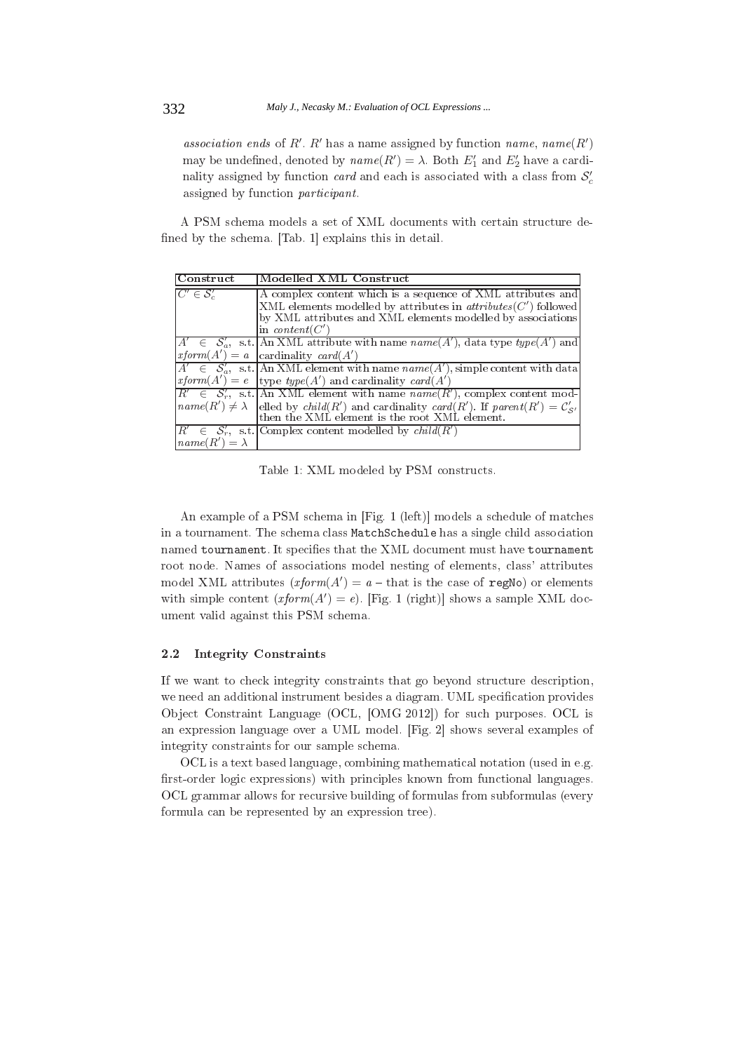*association ends* of $R'$. $R'$ has a name assigned by function *name*, $name(R')$ may be undefined, denoted by $name(R') = \lambda$. Both $E'_1$ and $E'_2$ have a cardinality assigned by function *card* and each is associated with a class from $\mathcal{S}'_c$ assigned by function *participant*.

A PSM schema models a set of XML documents with certain structure defined by the schema. [Tab. 1] explains this in detail.

| Construct | Modelled XML Construct |
|---|---|
| $C' \in \mathcal{S}'_c$ | A complex content which is a sequence of XML attributes and XML elements modelled by attributes in $attributes(C')$ followed by XML attributes and XML elements modelled by associations in $content(C')$ |
| $A' \in \mathcal{S}'_a$, s.t. $xform(A') = a$ | An XML attribute with name $name(A')$, data type $type(A')$ and cardinality $card(A')$ |
| $A' \in \mathcal{S}'_a$, s.t. $xform(A') = e$ | An XML element with name $name(A')$, simple content with data type $type(A')$ and cardinality $card(A')$ |
| $R' \in \mathcal{S}'_r$, s.t. $name(R') \neq \lambda$ | An XML element with name $name(R')$, complex content modelled by $child(R')$ and cardinality $card(R')$. If $parent(R') = \mathcal{C}'_{\mathcal{S}'}$ then the XML element is the root XML element. |
| $R' \in \mathcal{S}'_r$, s.t. $name(R') = \lambda$ | Complex content modelled by $child(R')$ |

Table 1: XML modeled by PSM constructs.

An example of a PSM schema in [Fig. 1 (left)] models a schedule of matches in a tournament. The schema class `MatchSchedule` has a single child association named `tournament`. It specifies that the XML document must have `tournament` root node. Names of associations model nesting of elements, class' attributes model XML attributes ($xform(A') = a$ – that is the case of `regNo`) or elements with simple content ($xform(A') = e$). [Fig. 1 (right)] shows a sample XML document valid against this PSM schema.

### 2.2 Integrity Constraints

If we want to check integrity constraints that go beyond structure description, we need an additional instrument besides a diagram. UML specification provides Object Constraint Language (OCL, [OMG 2012]) for such purposes. OCL is an expression language over a UML model. [Fig. 2] shows several examples of integrity constraints for our sample schema.

OCL is a text based language, combining mathematical notation (used in e.g. first-order logic expressions) with principles known from functional languages. OCL grammar allows for recursive building of formulas from subformulas (every formula can be represented by an expression tree).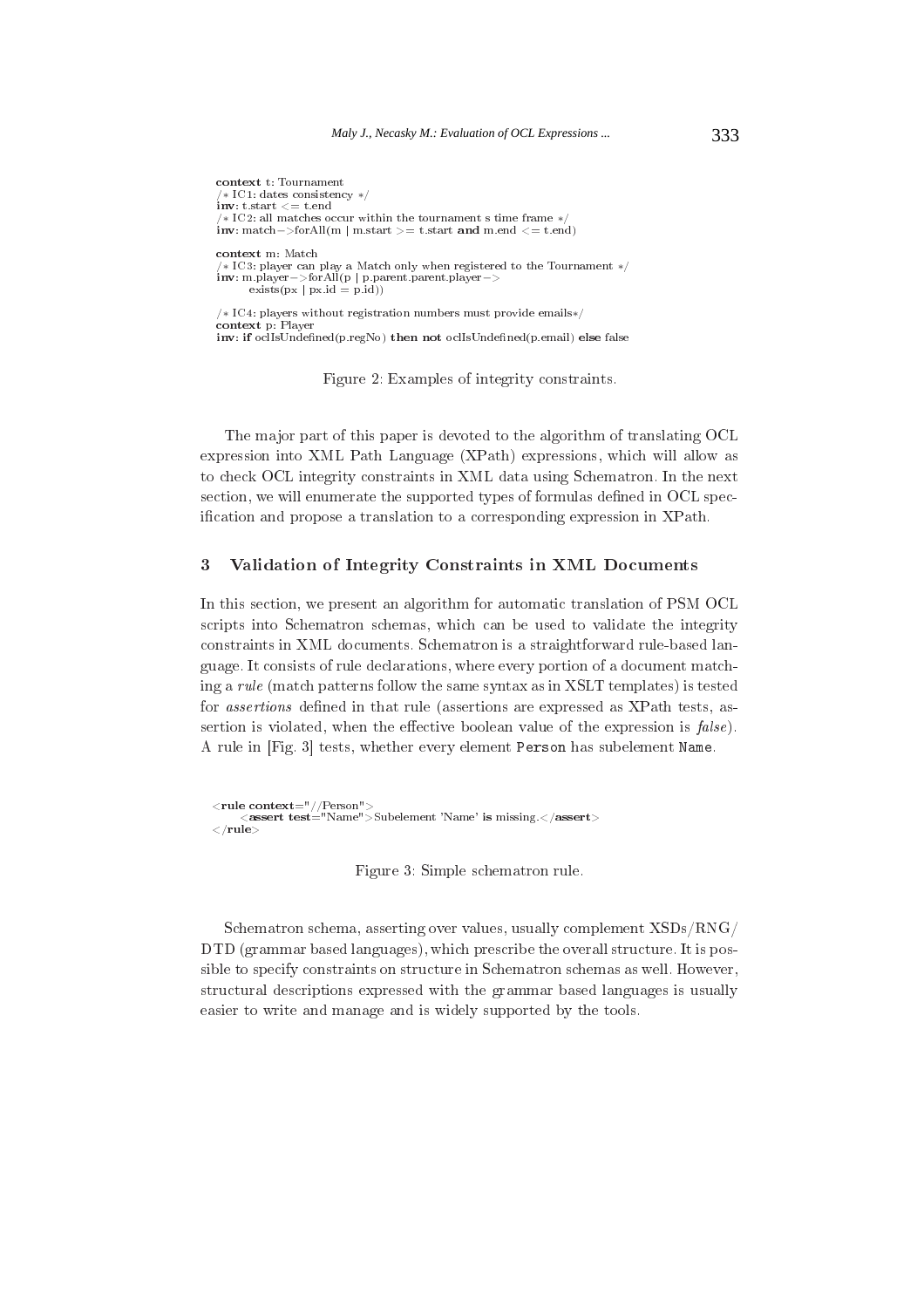```
context t: Tournament
/* IC1: dates consistency */
inv: t.start <= t.end
/* IC2: all matches occur within the tournament s time frame */
inv: match->forAll(m | m.start >= t.start and m.end <= t.end)

context m: Match
/* IC3: player can play a Match only when registered to the Tournament */
inv: m.player->forAll(p | p.parent.parent.player->
        exists(px | px.id = p.id))

/* IC4: players without registration numbers must provide emails*/
context p: Player
inv: if oclIsUndefined(p.regNo) then not oclIsUndefined(p.email) else false
```

Figure 2: Examples of integrity constraints.

The major part of this paper is devoted to the algorithm of translating OCL expression into XML Path Language (XPath) expressions, which will allow as to check OCL integrity constraints in XML data using Schematron. In the next section, we will enumerate the supported types of formulas defined in OCL specification and propose a translation to a corresponding expression in XPath.

## 3 Validation of Integrity Constraints in XML Documents

In this section, we present an algorithm for automatic translation of PSM OCL scripts into Schematron schemas, which can be used to validate the integrity constraints in XML documents. Schematron is a straightforward rule-based language. It consists of rule declarations, where every portion of a document matching a *rule* (match patterns follow the same syntax as in XSLT templates) is tested for *assertions* defined in that rule (assertions are expressed as XPath tests, assertion is violated, when the effective boolean value of the expression is *false*). A rule in [Fig. 3] tests, whether every element `Person` has subelement `Name`.

```
<rule context="//Person">
    <assert test="Name">Subelement 'Name' is missing.</assert>
</rule>
```

Figure 3: Simple schematron rule.

Schematron schema, asserting over values, usually complement XSDs/RNG/DTD (grammar based languages), which prescribe the overall structure. It is possible to specify constraints on structure in Schematron schemas as well. However, structural descriptions expressed with the grammar based languages is usually easier to write and manage and is widely supported by the tools.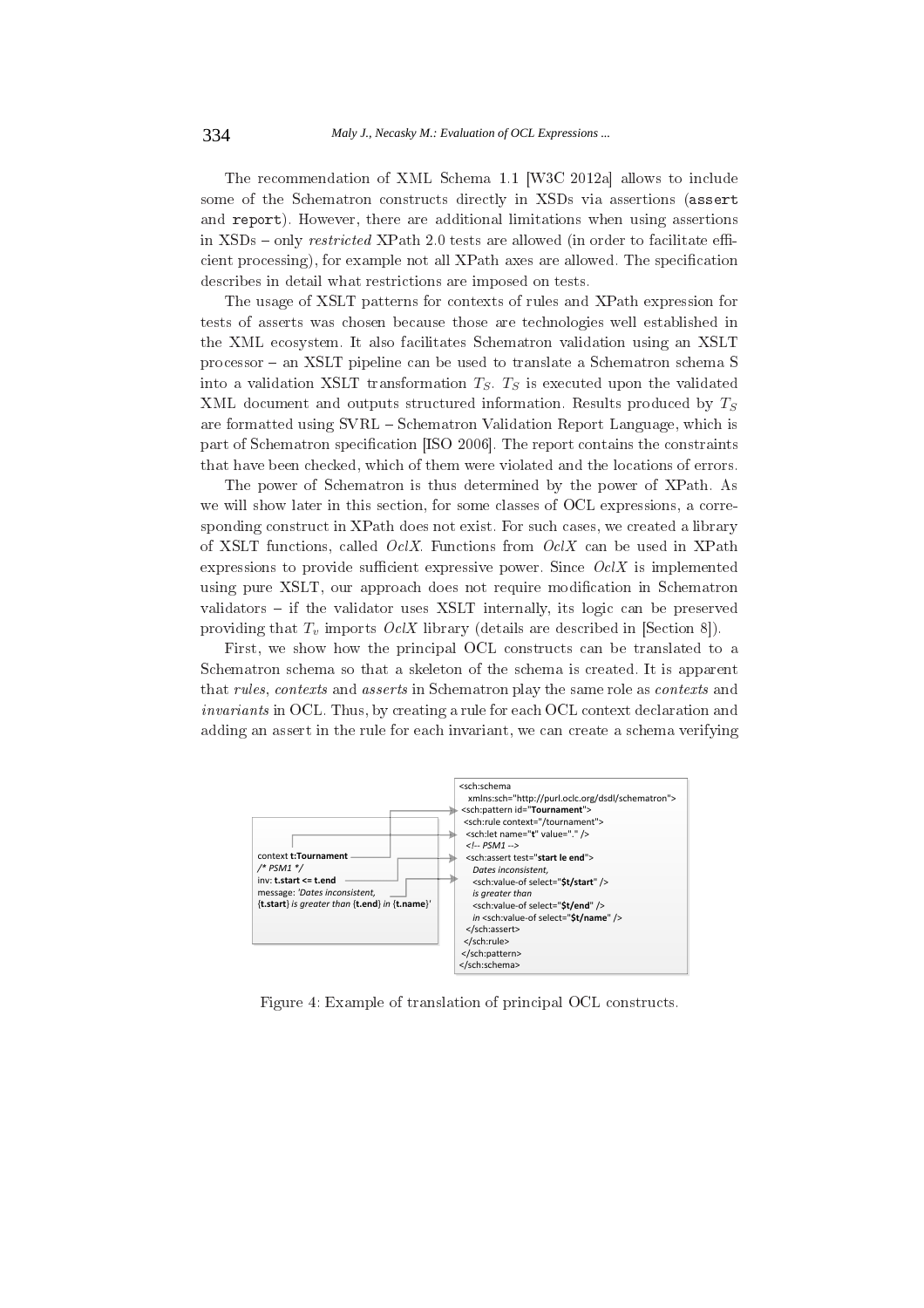The recommendation of XML Schema 1.1 [W3C 2012a] allows to include some of the Schematron constructs directly in XSDs via assertions (`assert` and `report`). However, there are additional limitations when using assertions in XSDs – only *restricted* XPath 2.0 tests are allowed (in order to facilitate efficient processing), for example not all XPath axes are allowed. The specification describes in detail what restrictions are imposed on tests.

The usage of XSLT patterns for contexts of rules and XPath expression for tests of asserts was chosen because those are technologies well established in the XML ecosystem. It also facilitates Schematron validation using an XSLT processor – an XSLT pipeline can be used to translate a Schematron schema S into a validation XSLT transformation $T_S$. $T_S$ is executed upon the validated XML document and outputs structured information. Results produced by $T_S$ are formatted using SVRL – Schematron Validation Report Language, which is part of Schematron specification [ISO 2006]. The report contains the constraints that have been checked, which of them were violated and the locations of errors.

The power of Schematron is thus determined by the power of XPath. As we will show later in this section, for some classes of OCL expressions, a corresponding construct in XPath does not exist. For such cases, we created a library of XSLT functions, called *OclX*. Functions from *OclX* can be used in XPath expressions to provide sufficient expressive power. Since *OclX* is implemented using pure XSLT, our approach does not require modification in Schematron validators – if the validator uses XSLT internally, its logic can be preserved providing that $T_v$ imports *OclX* library (details are described in [Section 8]).

First, we show how the principal OCL constructs can be translated to a Schematron schema so that a skeleton of the schema is created. It is apparent that *rules*, *contexts* and *asserts* in Schematron play the same role as *contexts* and *invariants* in OCL. Thus, by creating a rule for each OCL context declaration and adding an assert in the rule for each invariant, we can create a schema verifying

```
context t:Tournament
/* PSM1 */
inv: t.start <= t.end
message: 'Dates inconsistent,
{t.start} is greater than {t.end} in {t.name}'
```

```
<sch:schema
  xmlns:sch="http://purl.oclc.org/dsdl/schematron">
 <sch:pattern id="Tournament">
  <sch:rule context="/tournament">
   <sch:let name="t" value="." />
   <!-- PSM1 -->
   <sch:assert test="start le end">
    Dates inconsistent,
    <sch:value-of select="$t/start" />
    is greater than
    <sch:value-of select="$t/end" />
    in <sch:value-of select="$t/name" />
   </sch:assert>
  </sch:rule>
 </sch:pattern>
</sch:schema>
```

Figure 4: Example of translation of principal OCL constructs.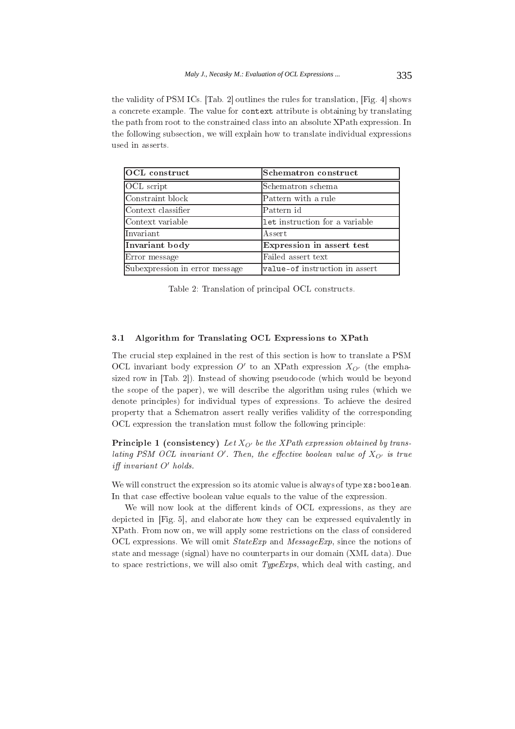the validity of PSM ICs. [Tab. 2] outlines the rules for translation, [Fig. 4] shows a concrete example. The value for `context` attribute is obtaining by translating the path from root to the constrained class into an absolute XPath expression. In the following subsection, we will explain how to translate individual expressions used in asserts.

| **OCL construct** | **Schematron construct** |
| --- | --- |
| OCL script | Schematron schema |
| Constraint block | Pattern with a rule |
| Context classifier | Pattern id |
| Context variable | `let` instruction for a variable |
| Invariant | Assert |
| **Invariant body** | **Expression in assert test** |
| Error message | Failed assert text |
| Subexpression in error message | `value-of` instruction in assert |

Table 2: Translation of principal OCL constructs.

### 3.1 Algorithm for Translating OCL Expressions to XPath

The crucial step explained in the rest of this section is how to translate a PSM OCL invariant body expression $O'$ to an XPath expression $X_{O'}$ (the emphasized row in [Tab. 2]). Instead of showing pseudocode (which would be beyond the scope of the paper), we will describe the algorithm using rules (which we denote principles) for individual types of expressions. To achieve the desired property that a Schematron assert really verifies validity of the corresponding OCL expression the translation must follow the following principle:

**Principle 1 (consistency)** *Let $X_{O'}$ be the XPath expression obtained by translating PSM OCL invariant $O'$. Then, the effective boolean value of $X_{O'}$ is true iff invariant $O'$ holds.*

We will construct the expression so its atomic value is always of type `xs:boolean`. In that case effective boolean value equals to the value of the expression.

We will now look at the different kinds of OCL expressions, as they are depicted in [Fig. 5], and elaborate how they can be expressed equivalently in XPath. From now on, we will apply some restrictions on the class of considered OCL expressions. We will omit *StateExp* and *MessageExp*, since the notions of state and message (signal) have no counterparts in our domain (XML data). Due to space restrictions, we will also omit *TypeExps*, which deal with casting, and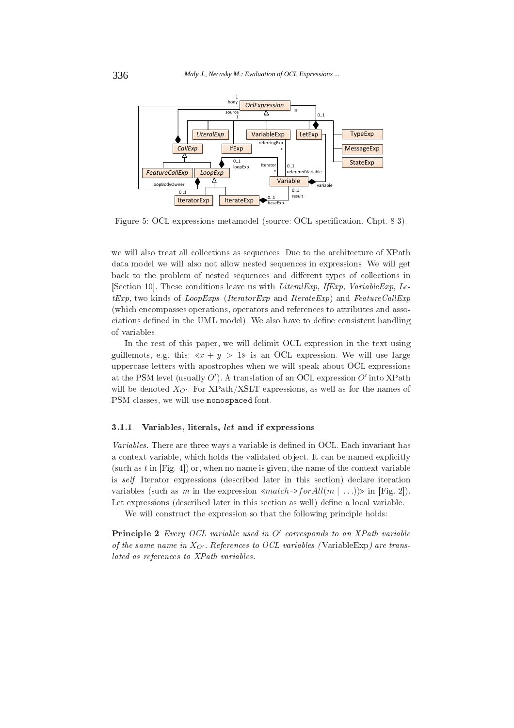Figure 5: OCL expressions metamodel (source: OCL specification, Chpt. 8.3).

we will also treat all collections as sequences. Due to the architecture of XPath data model we will also not allow nested sequences in expressions. We will get back to the problem of nested sequences and different types of collections in [Section 10]. These conditions leave us with *LiteralExp*, *IfExp*, *VariableExp*, *LetExp*, two kinds of *LoopExps* (*IteratorExp* and *IterateExp*) and *FeatureCallExp* (which encompasses operations, operators and references to attributes and associations defined in the UML model). We also have to define consistent handling of variables.

In the rest of this paper, we will delimit OCL expression in the text using guillemots, e.g. this: «$x + y > 1$» is an OCL expression. We will use large uppercase letters with apostrophes when we will speak about OCL expressions at the PSM level (usually $O'$). A translation of an OCL expression $O'$ into XPath will be denoted $X_{O'}$. For XPath/XSLT expressions, as well as for the names of PSM classes, we will use `monospaced` font.

### 3.1.1 Variables, literals, *let* and if expressions

*Variables.* There are three ways a variable is defined in OCL. Each invariant has a context variable, which holds the validated object. It can be named explicitly (such as $t$ in [Fig. 4]) or, when no name is given, the name of the context variable is *self*. Iterator expressions (described later in this section) declare iteration variables (such as $m$ in the expression «$match\text{->}forAll(m \mid \ldots)$» in [Fig. 2]). Let expressions (described later in this section as well) define a local variable.

We will construct the expression so that the following principle holds:

**Principle 2** *Every OCL variable used in $O'$ corresponds to an XPath variable of the same name in $X_{O'}$. References to OCL variables (*VariableExp*) are translated as references to XPath variables.*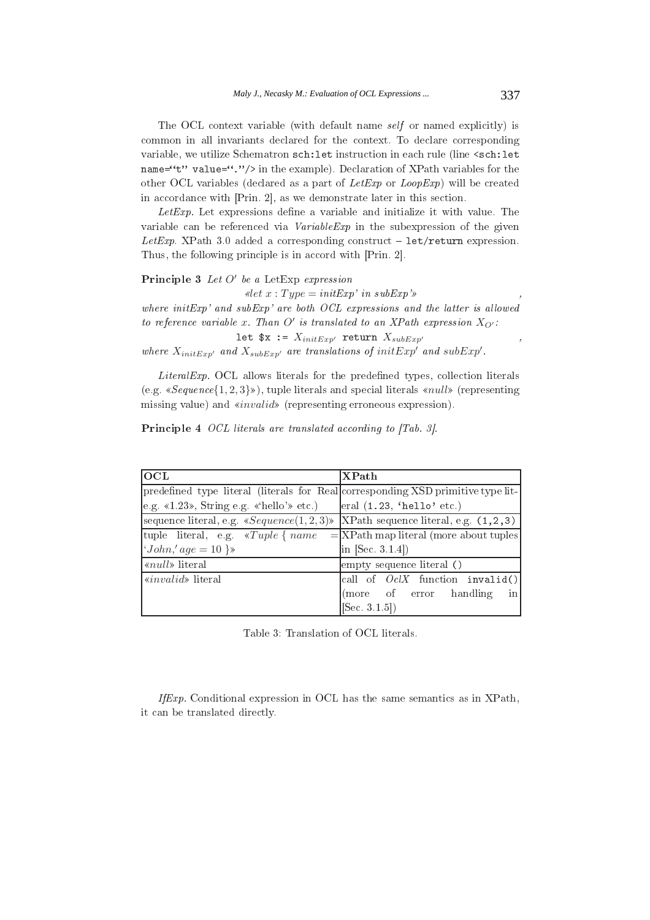The OCL context variable (with default name *self* or named explicitly) is common in all invariants declared for the context. To declare corresponding variable, we utilize Schematron `sch:let` instruction in each rule (line `<sch:let name="t" value="."/>` in the example). Declaration of XPath variables for the other OCL variables (declared as a part of *LetExp* or *LoopExp*) will be created in accordance with [Prin. 2], as we demonstrate later in this section.

*LetExp.* Let expressions define a variable and initialize it with value. The variable can be referenced via *VariableExp* in the subexpression of the given *LetExp*. XPath 3.0 added a corresponding construct – `let/return` expression. Thus, the following principle is in accord with [Prin. 2].

**Principle 3** *Let $O'$ be a* LetExp *expression*

«*let* $x : Type = initExp'$ *in* $subExp'$» ,

*where initExp' and subExp' are both OCL expressions and the latter is allowed to reference variable x. Than $O'$ is translated to an XPath expression $X_{O'}$:*

`let $x :=` $X_{initExp'}$ `return` $X_{subExp'}$ ,

*where $X_{initExp'}$ and $X_{subExp'}$ are translations of $initExp'$ and $subExp'$.*

*LiteralExp.* OCL allows literals for the predefined types, collection literals (e.g. «*Sequence*$\{1, 2, 3\}$»), tuple literals and special literals «*null*» (representing missing value) and «*invalid*» (representing erroneous expression).

**Principle 4** *OCL literals are translated according to [Tab. 3].*

| **OCL** | **XPath** |
| --- | --- |
| predefined type literal (literals for Real e.g. «1.23», String e.g. «'hello'» etc.) | corresponding XSD primitive type literal (`1.23`, `'hello'` etc.) |
| sequence literal, e.g. «$Sequence(1, 2, 3)$» | XPath sequence literal, e.g. `(1,2,3)` |
| tuple literal, e.g. «$Tuple\ \{\ name = {}'John,'\ age = 10\ \}$» | XPath map literal (more about tuples in [Sec. 3.1.4]) |
| «*null*» literal | empty sequence literal `()` |
| «*invalid*» literal | call of *OclX* function `invalid()` (more of error handling in [Sec. 3.1.5]) |

Table 3: Translation of OCL literals.

*IfExp.* Conditional expression in OCL has the same semantics as in XPath, it can be translated directly.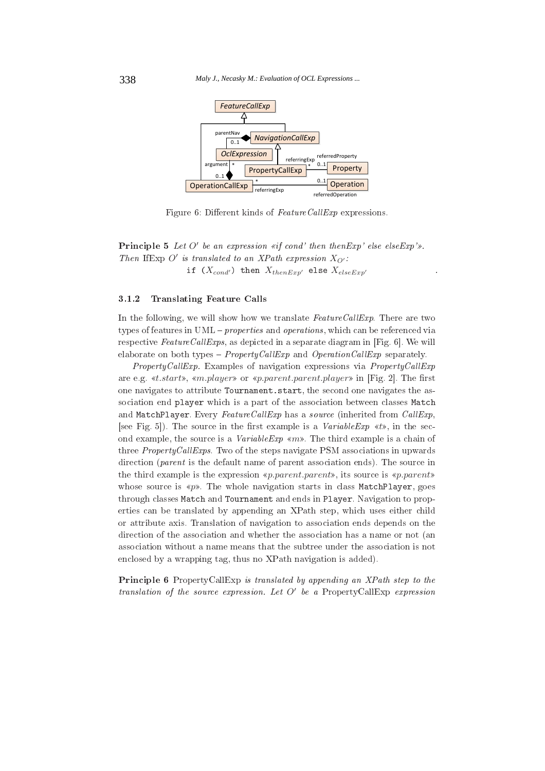Figure 6: Different kinds of *FeatureCallExp* expressions.

**Principle 5** *Let $O'$ be an expression «if cond' then thenExp' else elseExp'». Then* IfExp $O'$ *is translated to an XPath expression $X_{O'}$:*

`if` ($X_{cond'}$) `then` $X_{thenExp'}$ `else` $X_{elseExp'}$ .

### 3.1.2 Translating Feature Calls

In the following, we will show how we translate *FeatureCallExp*. There are two types of features in UML – *properties* and *operations*, which can be referenced via respective *FeatureCallExps*, as depicted in a separate diagram in [Fig. 6]. We will elaborate on both types – *PropertyCallExp* and *OperationCallExp* separately.

*PropertyCallExp.* Examples of navigation expressions via *PropertyCallExp* are e.g. «*t.start*», «*m.player*» or «*p.parent.parent.player*» in [Fig. 2]. The first one navigates to attribute `Tournament.start`, the second one navigates the association end `player` which is a part of the association between classes `Match` and `MatchPlayer`. Every *FeatureCallExp* has a *source* (inherited from *CallExp*, [see Fig. 5]). The source in the first example is a *VariableExp* «*t*», in the second example, the source is a *VariableExp* «*m*». The third example is a chain of three *PropertyCallExps*. Two of the steps navigate PSM associations in upwards direction (*parent* is the default name of parent association ends). The source in the third example is the expression «*p.parent.parent*», its source is «*p.parent*» whose source is «*p*». The whole navigation starts in class `MatchPlayer`, goes through classes `Match` and `Tournament` and ends in `Player`. Navigation to properties can be translated by appending an XPath step, which uses either child or attribute axis. Translation of navigation to association ends depends on the direction of the association and whether the association has a name or not (an association without a name means that the subtree under the association is not enclosed by a wrapping tag, thus no XPath navigation is added).

**Principle 6** PropertyCallExp *is translated by appending an XPath step to the translation of the source expression. Let $O'$ be a* PropertyCallExp *expression*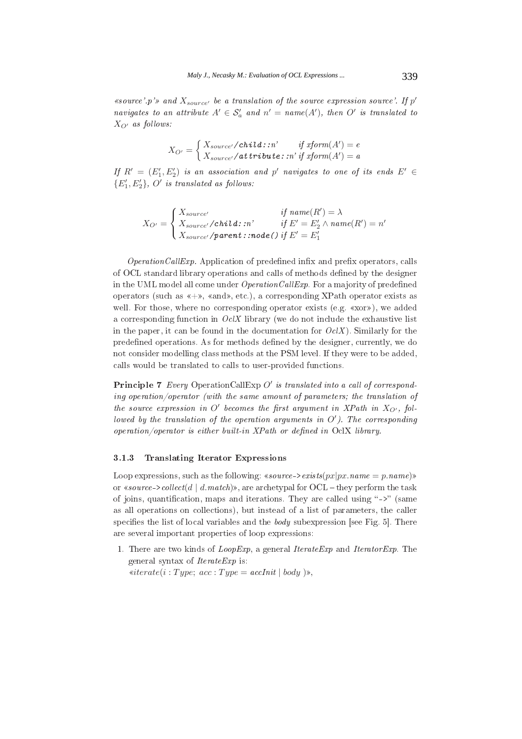*«source'.p'» and $X_{source'}$ be a translation of the source expression source'. If $p'$ navigates to an attribute $A' \in \mathcal{S}'_a$ and $n' = name(A')$, then $O'$ is translated to $X_{O'}$ as follows:*

$$X_{O'} = \begin{cases} X_{source'}\texttt{/child::}n' & \text{if } xform(A') = e \\ X_{source'}\texttt{/attribute::}n' & \text{if } xform(A') = a \end{cases}$$

*If $R' = (E'_1, E'_2)$ is an association and $p'$ navigates to one of its ends $E' \in \{E'_1, E'_2\}$, $O'$ is translated as follows:*

$$X_{O'} = \begin{cases} X_{source'} & \text{if } name(R') = \lambda \\ X_{source'}\texttt{/child::}n' & \text{if } E' = E'_2 \wedge name(R') = n' \\ X_{source'}\texttt{/parent::node()} & \text{if } E' = E'_1 \end{cases}$$

*OperationCallExp.* Application of predefined infix and prefix operators, calls of OCL standard library operations and calls of methods defined by the designer in the UML model all come under *OperationCallExp*. For a majority of predefined operators (such as «+», «and», etc.), a corresponding XPath operator exists as well. For those, where no corresponding operator exists (e.g. «xor»), we added a corresponding function in *OclX* library (we do not include the exhaustive list in the paper, it can be found in the documentation for *OclX*). Similarly for the predefined operations. As for methods defined by the designer, currently, we do not consider modelling class methods at the PSM level. If they were to be added, calls would be translated to calls to user-provided functions.

**Principle 7** *Every* OperationCallExp $O'$ *is translated into a call of corresponding operation/operator (with the same amount of parameters; the translation of the source expression in $O'$ becomes the first argument in XPath in $X_{O'}$, followed by the translation of the operation arguments in $O'$). The corresponding operation/operator is either built-in XPath or defined in* OclX *library.*

### 3.1.3 Translating Iterator Expressions

Loop expressions, such as the following: «*source->exists(px|px.name = p.name)*» or «*source->collect(d | d.match)*», are archetypal for OCL – they perform the task of joins, quantification, maps and iterations. They are called using "->" (same as all operations on collections), but instead of a list of parameters, the caller specifies the list of local variables and the *body* subexpression [see Fig. 5]. There are several important properties of loop expressions:

1. There are two kinds of *LoopExp*, a general *IterateExp* and *IteratorExp*. The general syntax of *IterateExp* is:
   «*iterate(i : Type; acc : Type = accInit | body )*»,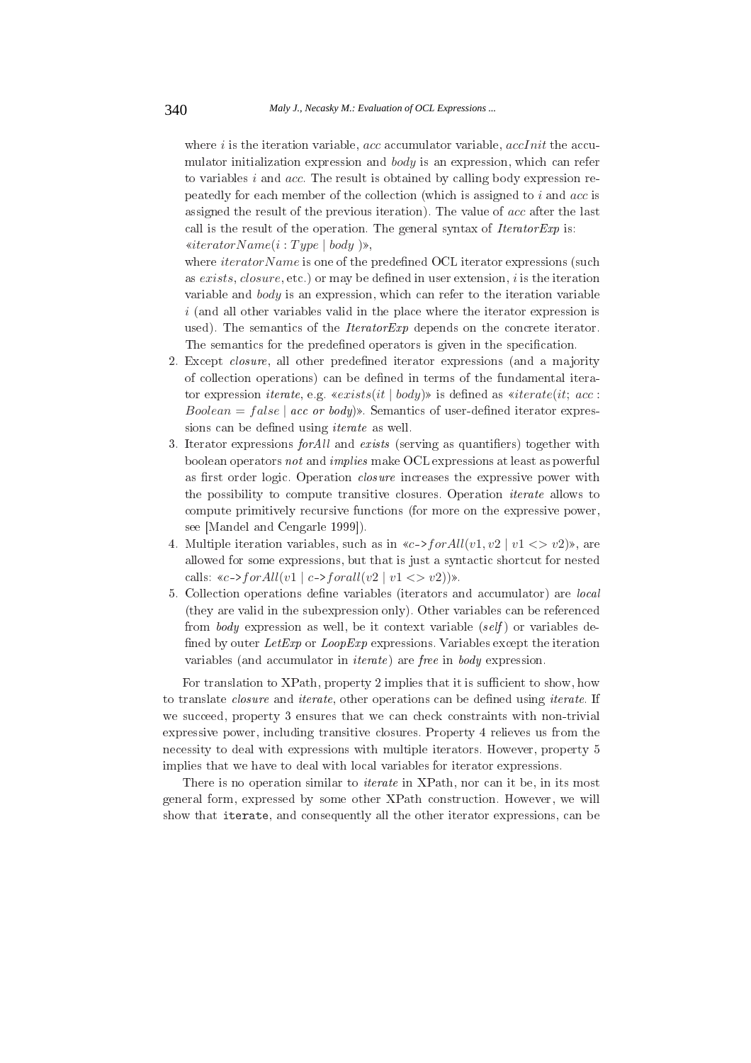where $i$ is the iteration variable, $acc$ accumulator variable, $accInit$ the accumulator initialization expression and $body$ is an expression, which can refer to variables $i$ and $acc$. The result is obtained by calling body expression repeatedly for each member of the collection (which is assigned to $i$ and $acc$ is assigned the result of the previous iteration). The value of $acc$ after the last call is the result of the operation. The general syntax of *IteratorExp* is: «$iteratorName(i : Type \mid body\ )$»,

where $iteratorName$ is one of the predefined OCL iterator expressions (such as $exists$, $closure$, etc.) or may be defined in user extension, $i$ is the iteration variable and $body$ is an expression, which can refer to the iteration variable $i$ (and all other variables valid in the place where the iterator expression is used). The semantics of the *IteratorExp* depends on the concrete iterator. The semantics for the predefined operators is given in the specification.

2. Except *closure*, all other predefined iterator expressions (and a majority of collection operations) can be defined in terms of the fundamental iterator expression *iterate*, e.g. «$exists(it \mid body)$» is defined as «$iterate(it;\ acc : Boolean = false \mid acc\ or\ body)$». Semantics of user-defined iterator expressions can be defined using *iterate* as well.
3. Iterator expressions *forAll* and *exists* (serving as quantifiers) together with boolean operators *not* and *implies* make OCL expressions at least as powerful as first order logic. Operation *closure* increases the expressive power with the possibility to compute transitive closures. Operation *iterate* allows to compute primitively recursive functions (for more on the expressive power, see [Mandel and Cengarle 1999]).
4. Multiple iteration variables, such as in «$c$->$forAll(v1, v2 \mid v1 <> v2)$», are allowed for some expressions, but that is just a syntactic shortcut for nested calls: «$c$->$forAll(v1 \mid c$->$forall(v2 \mid v1 <> v2))$».
5. Collection operations define variables (iterators and accumulator) are *local* (they are valid in the subexpression only). Other variables can be referenced from *body* expression as well, be it context variable (*self*) or variables defined by outer *LetExp* or *LoopExp* expressions. Variables except the iteration variables (and accumulator in *iterate*) are *free* in *body* expression.

For translation to XPath, property 2 implies that it is sufficient to show, how to translate *closure* and *iterate*, other operations can be defined using *iterate*. If we succeed, property 3 ensures that we can check constraints with non-trivial expressive power, including transitive closures. Property 4 relieves us from the necessity to deal with expressions with multiple iterators. However, property 5 implies that we have to deal with local variables for iterator expressions.

There is no operation similar to *iterate* in XPath, nor can it be, in its most general form, expressed by some other XPath construction. However, we will show that `iterate`, and consequently all the other iterator expressions, can be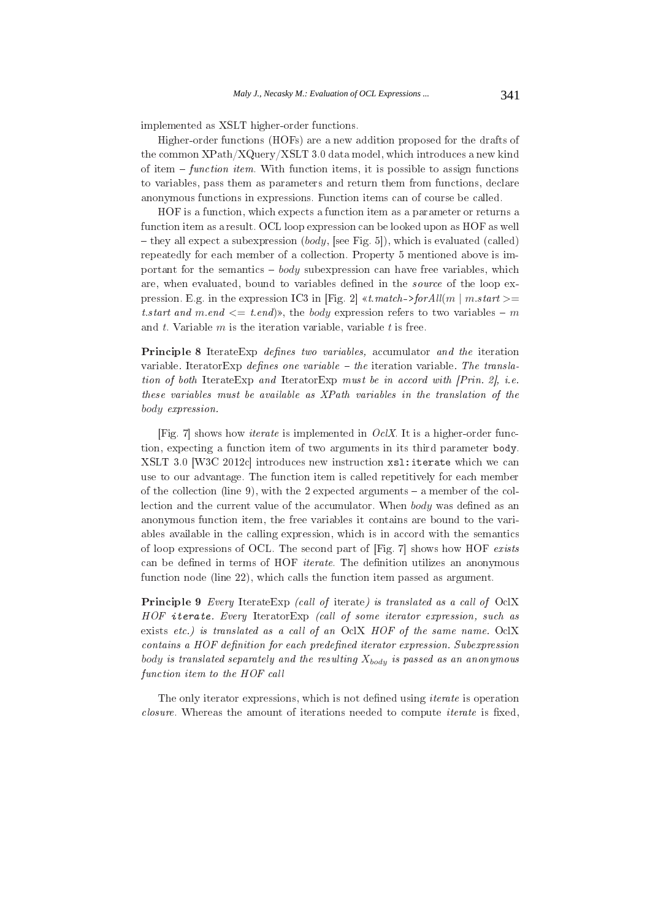implemented as XSLT higher-order functions.

Higher-order functions (HOFs) are a new addition proposed for the drafts of the common XPath/XQuery/XSLT 3.0 data model, which introduces a new kind of item – *function item*. With function items, it is possible to assign functions to variables, pass them as parameters and return them from functions, declare anonymous functions in expressions. Function items can of course be called.

HOF is a function, which expects a function item as a parameter or returns a function item as a result. OCL loop expression can be looked upon as HOF as well – they all expect a subexpression (*body*, [see Fig. 5]), which is evaluated (called) repeatedly for each member of a collection. Property 5 mentioned above is important for the semantics – *body* subexpression can have free variables, which are, when evaluated, bound to variables defined in the *source* of the loop expression. E.g. in the expression IC3 in [Fig. 2] «*t.match->forAll(m | m.start >= t.start and m.end <= t.end)*», the *body* expression refers to two variables – $m$ and $t$. Variable $m$ is the iteration variable, variable $t$ is free.

**Principle 8** IterateExp *defines two variables,* accumulator *and the* iteration variable*.* IteratorExp *defines one variable – the* iteration variable*. The translation of both* IterateExp *and* IteratorExp *must be in accord with [Prin. 2], i.e. these variables must be available as XPath variables in the translation of the body expression.*

[Fig. 7] shows how *iterate* is implemented in *OclX*. It is a higher-order function, expecting a function item of two arguments in its third parameter `body`. XSLT 3.0 [W3C 2012c] introduces new instruction `xsl:iterate` which we can use to our advantage. The function item is called repetitively for each member of the collection (line 9), with the 2 expected arguments – a member of the collection and the current value of the accumulator. When *body* was defined as an anonymous function item, the free variables it contains are bound to the variables available in the calling expression, which is in accord with the semantics of loop expressions of OCL. The second part of [Fig. 7] shows how HOF *exists* can be defined in terms of HOF *iterate*. The definition utilizes an anonymous function node (line 22), which calls the function item passed as argument.

**Principle 9** *Every* IterateExp *(call of* iterate*) is translated as a call of* OclX *HOF* **`iterate`***. Every* IteratorExp *(call of some iterator expression, such as* exists *etc.) is translated as a call of an* OclX *HOF of the same name.* OclX *contains a HOF definition for each predefined iterator expression. Subexpression body is translated separately and the resulting $X_{body}$ is passed as an anonymous function item to the HOF call*

The only iterator expressions, which is not defined using *iterate* is operation *closure*. Whereas the amount of iterations needed to compute *iterate* is fixed,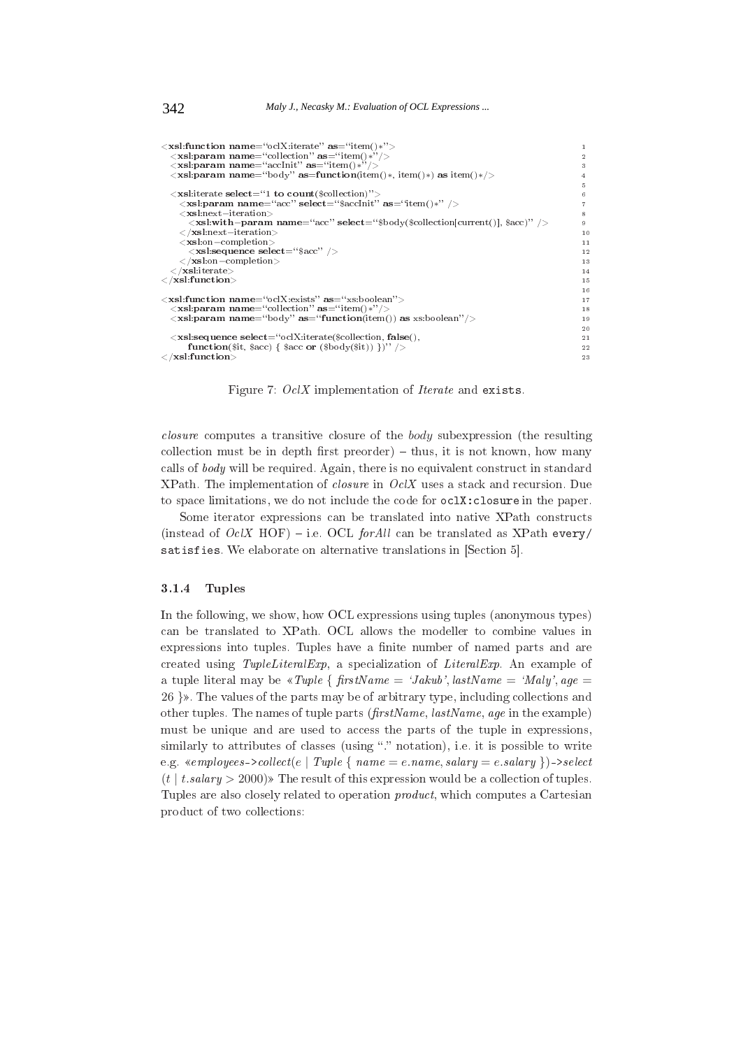```
<xsl:function name="oclX:iterate" as="item()*">
  <xsl:param name="collection" as="item()*"/>
  <xsl:param name="accInit" as="item()*"/>
  <xsl:param name="body" as=function(item()*, item()*) as item()*/>

  <xsl:iterate select="1 to count($collection)">
    <xsl:param name="acc" select="$accInit" as="item()*" />
    <xsl:next-iteration>
      <xsl:with-param name="acc" select="$body($collection[current()], $acc)" />
    </xsl:next-iteration>
    <xsl:on-completion>
      <xsl:sequence select="$acc" />
    </xsl:on-completion>
  </xsl:iterate>
</xsl:function>

<xsl:function name="oclX:exists" as="xs:boolean">
  <xsl:param name="collection" as="item()*"/>
  <xsl:param name="body" as="function(item()) as xs:boolean"/>

  <xsl:sequence select="oclX:iterate($collection, false(),
      function($it, $acc) { $acc or ($body($it)) })" />
</xsl:function>
```

Figure 7: *OclX* implementation of *Iterate* and `exists`.

*closure* computes a transitive closure of the *body* subexpression (the resulting collection must be in depth first preorder) – thus, it is not known, how many calls of *body* will be required. Again, there is no equivalent construct in standard XPath. The implementation of *closure* in *OclX* uses a stack and recursion. Due to space limitations, we do not include the code for `oclX:closure` in the paper.

Some iterator expressions can be translated into native XPath constructs (instead of *OclX* HOF) – i.e. OCL *forAll* can be translated as XPath `every/satisfies`. We elaborate on alternative translations in [Section 5].

#### 3.1.4 Tuples

In the following, we show, how OCL expressions using tuples (anonymous types) can be translated to XPath. OCL allows the modeller to combine values in expressions into tuples. Tuples have a finite number of named parts and are created using *TupleLiteralExp*, a specialization of *LiteralExp*. An example of a tuple literal may be «*Tuple* { *firstName* = '*Jakub*', *lastName* = '*Maly*', *age* = 26 }». The values of the parts may be of arbitrary type, including collections and other tuples. The names of tuple parts (*firstName*, *lastName*, *age* in the example) must be unique and are used to access the parts of the tuple in expressions, similarly to attributes of classes (using "." notation), i.e. it is possible to write e.g. «*employees->collect*(*e* | *Tuple* { *name* = *e.name*, *salary* = *e.salary* })*->select* (*t* | *t.salary* > 2000)» The result of this expression would be a collection of tuples. Tuples are also closely related to operation *product*, which computes a Cartesian product of two collections: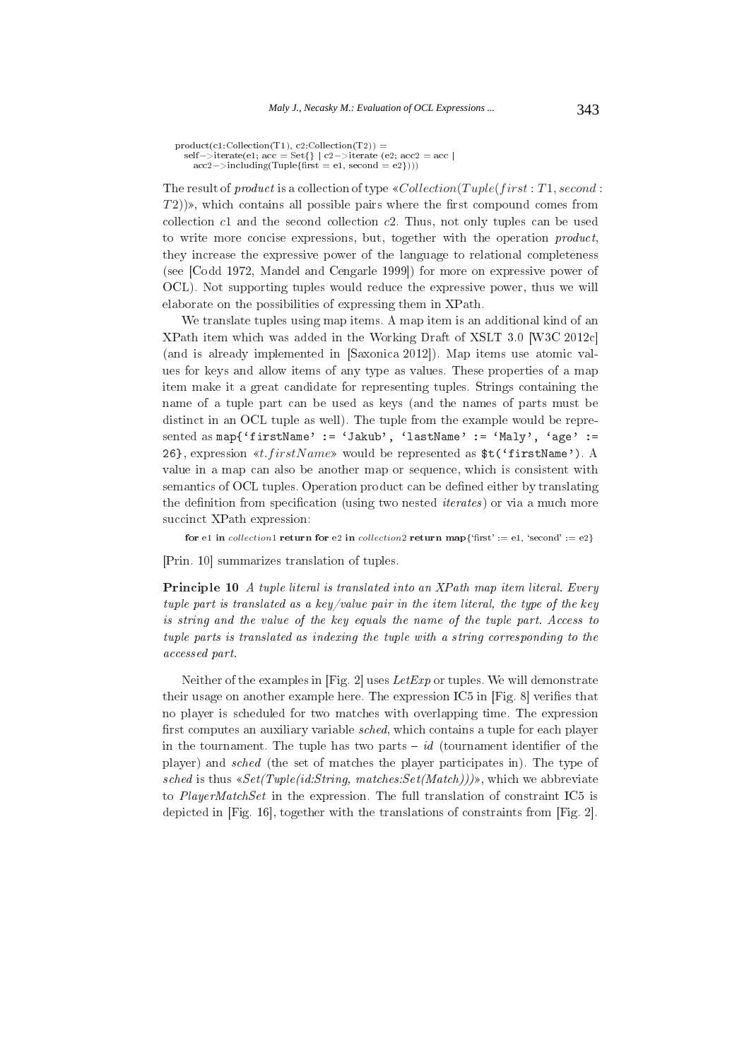```
product(c1:Collection(T1), c2:Collection(T2)) =
  self−>iterate(e1; acc = Set{} | c2−>iterate (e2; acc2 = acc |
    acc2−>including(Tuple{first = e1, second = e2})))
```

The result of *product* is a collection of type «$Collection(Tuple(first : T1, second : T2))$», which contains all possible pairs where the first compound comes from collection $c1$ and the second collection $c2$. Thus, not only tuples can be used to write more concise expressions, but, together with the operation *product*, they increase the expressive power of the language to relational completeness (see [Codd 1972, Mandel and Cengarle 1999]) for more on expressive power of OCL). Not supporting tuples would reduce the expressive power, thus we will elaborate on the possibilities of expressing them in XPath.

We translate tuples using map items. A map item is an additional kind of an XPath item which was added in the Working Draft of XSLT 3.0 [W3C 2012c] (and is already implemented in [Saxonica 2012]). Map items use atomic values for keys and allow items of any type as values. These properties of a map item make it a great candidate for representing tuples. Strings containing the name of a tuple part can be used as keys (and the names of parts must be distinct in an OCL tuple as well). The tuple from the example would be represented as `map{'firstName' := 'Jakub', 'lastName' := 'Maly', 'age' := 26}`, expression «$t.firstName$» would be represented as `$t('firstName')`. A value in a map can also be another map or sequence, which is consistent with semantics of OCL tuples. Operation product can be defined either by translating the definition from specification (using two nested *iterates*) or via a much more succinct XPath expression:

```
for e1 in collection1 return for e2 in collection2 return map{'first' := e1, 'second' := e2}
```

[Prin. 10] summarizes translation of tuples.

**Principle 10** *A tuple literal is translated into an XPath map item literal. Every tuple part is translated as a key/value pair in the item literal, the type of the key is string and the value of the key equals the name of the tuple part. Access to tuple parts is translated as indexing the tuple with a string corresponding to the accessed part.*

Neither of the examples in [Fig. 2] uses *LetExp* or tuples. We will demonstrate their usage on another example here. The expression IC5 in [Fig. 8] verifies that no player is scheduled for two matches with overlapping time. The expression first computes an auxiliary variable *sched*, which contains a tuple for each player in the tournament. The tuple has two parts – *id* (tournament identifier of the player) and *sched* (the set of matches the player participates in). The type of *sched* is thus «*Set(Tuple(id:String, matches:Set(Match)))*», which we abbreviate to *PlayerMatchSet* in the expression. The full translation of constraint IC5 is depicted in [Fig. 16], together with the translations of constraints from [Fig. 2].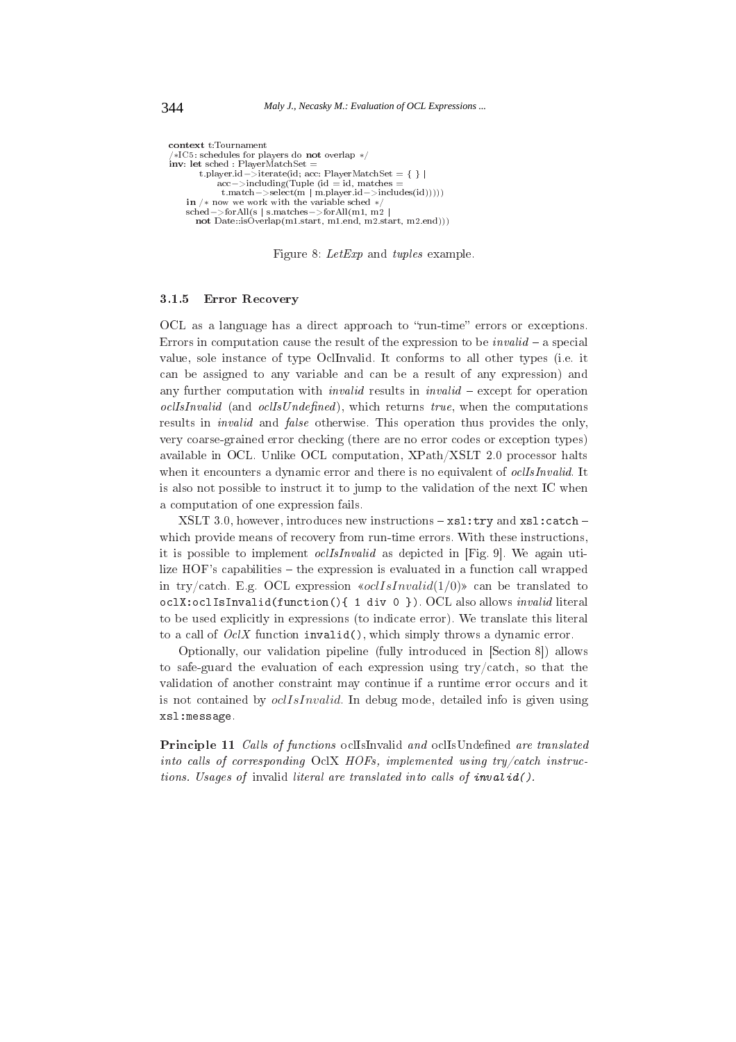```
context t:Tournament
/*IC5: schedules for players do not overlap */
inv: let sched : PlayerMatchSet =
        t.player.id->iterate(id; acc: PlayerMatchSet = { } |
            acc->including(Tuple (id = id, matches =
              t.match->select(m | m.player.id->includes(id)))))
    in /* now we work with the variable sched */
    sched->forAll(s | s.matches->forAll(m1, m2 |
      not Date::isOverlap(m1.start, m1.end, m2.start, m2.end)))
```

Figure 8: *LetExp* and *tuples* example.

### 3.1.5 Error Recovery

OCL as a language has a direct approach to "run-time" errors or exceptions. Errors in computation cause the result of the expression to be *invalid* – a special value, sole instance of type OclInvalid. It conforms to all other types (i.e. it can be assigned to any variable and can be a result of any expression) and any further computation with *invalid* results in *invalid* – except for operation *oclIsInvalid* (and *oclIsUndefined*), which returns *true*, when the computations results in *invalid* and *false* otherwise. This operation thus provides the only, very coarse-grained error checking (there are no error codes or exception types) available in OCL. Unlike OCL computation, XPath/XSLT 2.0 processor halts when it encounters a dynamic error and there is no equivalent of *oclIsInvalid*. It is also not possible to instruct it to jump to the validation of the next IC when a computation of one expression fails.

XSLT 3.0, however, introduces new instructions – `xsl:try` and `xsl:catch` – which provide means of recovery from run-time errors. With these instructions, it is possible to implement *oclIsInvalid* as depicted in [Fig. 9]. We again utilize HOF's capabilities – the expression is evaluated in a function call wrapped in try/catch. E.g. OCL expression «$oclIsInvalid(1/0)$» can be translated to `oclX:oclIsInvalid(function(){ 1 div 0 })`. OCL also allows *invalid* literal to be used explicitly in expressions (to indicate error). We translate this literal to a call of *OclX* function `invalid()`, which simply throws a dynamic error.

Optionally, our validation pipeline (fully introduced in [Section 8]) allows to safe-guard the evaluation of each expression using try/catch, so that the validation of another constraint may continue if a runtime error occurs and it is not contained by $oclIsInvalid$. In debug mode, detailed info is given using `xsl:message`.

**Principle 11** *Calls of functions* oclIsInvalid *and* oclIsUndefined *are translated into calls of corresponding* OclX *HOFs, implemented using try/catch instructions. Usages of* invalid *literal are translated into calls of* `invalid()`*.*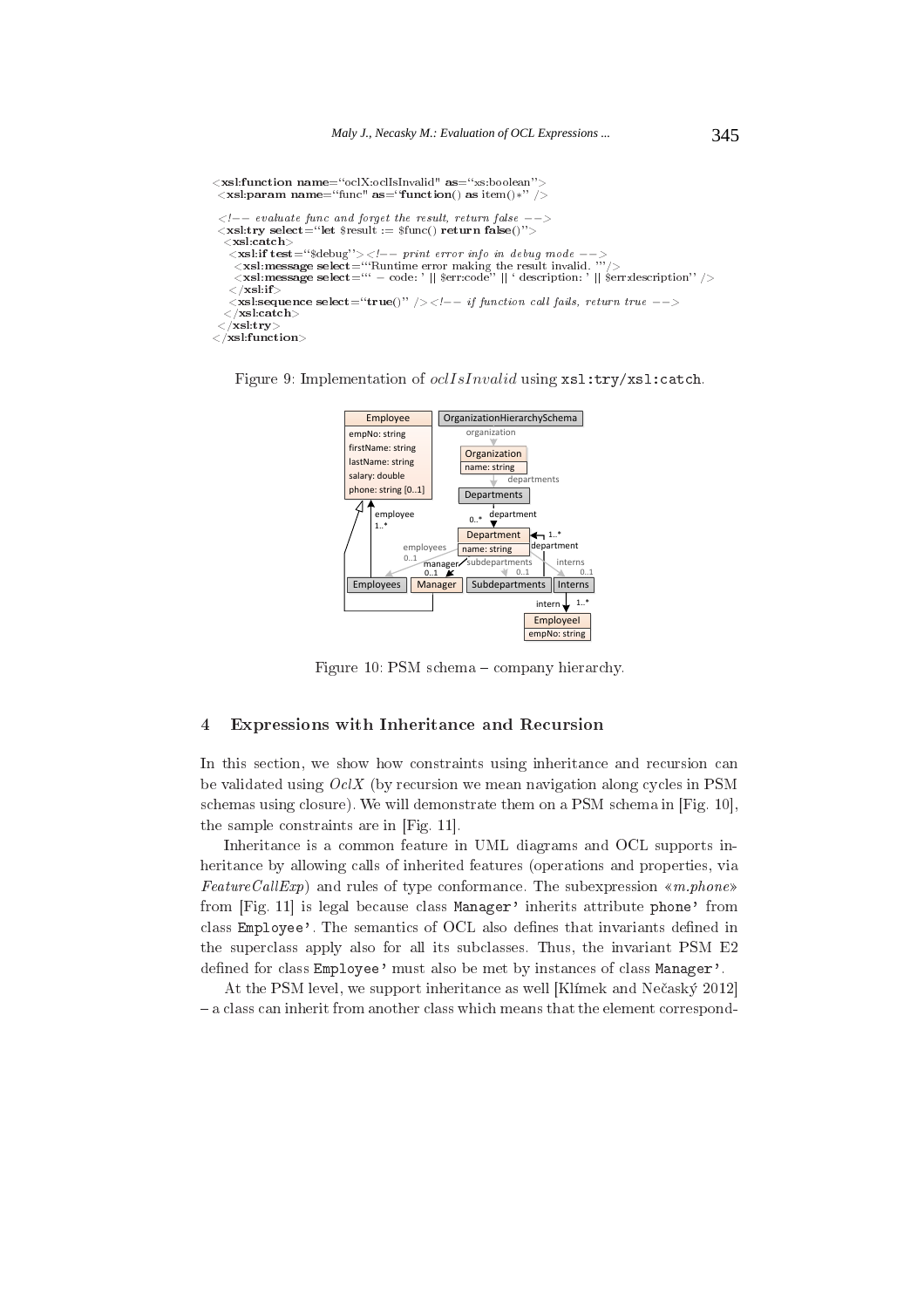```
<xsl:function name="oclX:oclIsInvalid" as="xs:boolean">
 <xsl:param name="func" as="function() as item()*" />

 <!-- evaluate func and forget the result, return false -->
 <xsl:try select="let $result := $func() return false()">
  <xsl:catch>
   <xsl:if test="$debug"><!-- print error info in debug mode -->
    <xsl:message select="'Runtime error making the result invalid. '"/>
    <xsl:message select="' - code: ' || $err:code" || ' description: ' || $err:description" />
   </xsl:if>
   <xsl:sequence select="true()" /><!-- if function call fails, return true -->
  </xsl:catch>
 </xsl:try>
</xsl:function>
```

Figure 9: Implementation of *oclIsInvalid* using `xsl:try/xsl:catch`.

Figure 10: PSM schema – company hierarchy.

## 4 Expressions with Inheritance and Recursion

In this section, we show how constraints using inheritance and recursion can be validated using *OclX* (by recursion we mean navigation along cycles in PSM schemas using closure). We will demonstrate them on a PSM schema in [Fig. 10], the sample constraints are in [Fig. 11].

Inheritance is a common feature in UML diagrams and OCL supports inheritance by allowing calls of inherited features (operations and properties, via *FeatureCallExp*) and rules of type conformance. The subexpression «*m.phone*» from [Fig. 11] is legal because class `Manager'` inherits attribute `phone'` from class `Employee'`. The semantics of OCL also defines that invariants defined in the superclass apply also for all its subclasses. Thus, the invariant PSM E2 defined for class `Employee'` must also be met by instances of class `Manager'`.

At the PSM level, we support inheritance as well [Klímek and Nečaský 2012] – a class can inherit from another class which means that the element correspond-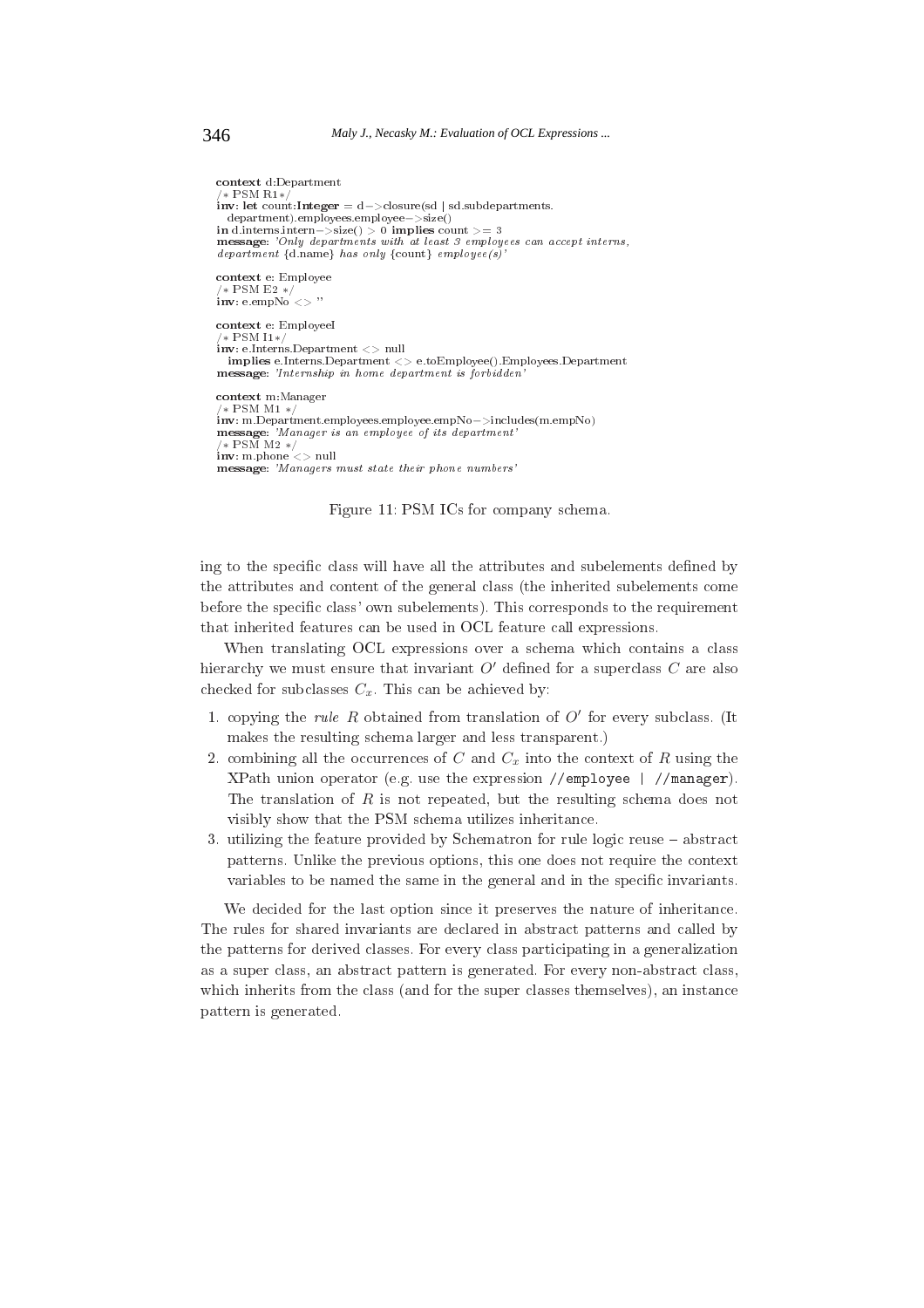```
context d:Department
/* PSM R1*/
inv: let count:Integer = d->closure(sd | sd.subdepartments.
  department).employees.employee->size()
in d.interns.intern->size() > 0 implies count >= 3
message: 'Only departments with at least 3 employees can accept interns,
department {d.name} has only {count} employee(s)'

context e: Employee
/* PSM E2 */
inv: e.empNo <> ''

context e: EmployeeI
/* PSM I1*/
inv: e.Interns.Department <> null
  implies e.Interns.Department <> e.toEmployee().Employees.Department
message: 'Internship in home department is forbidden'

context m:Manager
/* PSM M1 */
inv: m.Department.employees.employee.empNo->includes(m.empNo)
message: 'Manager is an employee of its department'
/* PSM M2 */
inv: m.phone <> null
message: 'Managers must state their phone numbers'
```

Figure 11: PSM ICs for company schema.

ing to the specific class will have all the attributes and subelements defined by the attributes and content of the general class (the inherited subelements come before the specific class' own subelements). This corresponds to the requirement that inherited features can be used in OCL feature call expressions.

When translating OCL expressions over a schema which contains a class hierarchy we must ensure that invariant $O'$ defined for a superclass $C$ are also checked for subclasses $C_x$. This can be achieved by:

1. copying the *rule* $R$ obtained from translation of $O'$ for every subclass. (It makes the resulting schema larger and less transparent.)
2. combining all the occurrences of $C$ and $C_x$ into the context of $R$ using the XPath union operator (e.g. use the expression `//employee | //manager`). The translation of $R$ is not repeated, but the resulting schema does not visibly show that the PSM schema utilizes inheritance.
3. utilizing the feature provided by Schematron for rule logic reuse – abstract patterns. Unlike the previous options, this one does not require the context variables to be named the same in the general and in the specific invariants.

We decided for the last option since it preserves the nature of inheritance. The rules for shared invariants are declared in abstract patterns and called by the patterns for derived classes. For every class participating in a generalization as a super class, an abstract pattern is generated. For every non-abstract class, which inherits from the class (and for the super classes themselves), an instance pattern is generated.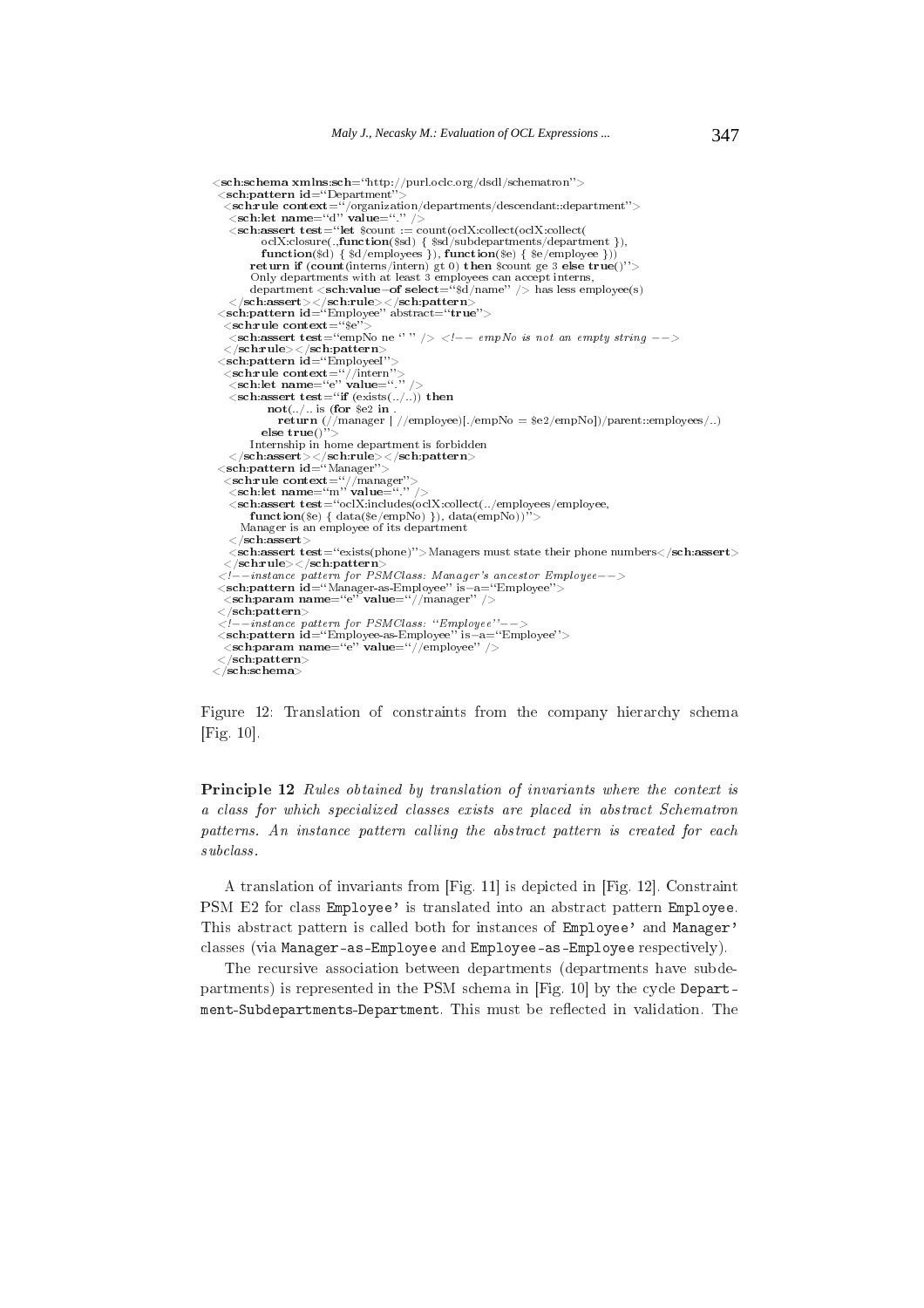```
<sch:schema xmlns:sch="http://purl.oclc.org/dsdl/schematron">
 <sch:pattern id="Department">
  <sch:rule context="/organization/departments/descendant::department">
   <sch:let name="d" value="." />
   <sch:assert test="let $count := count(oclX:collect(oclX:collect(
          oclX:closure(.,function($sd) { $sd/subdepartments/department }),
          function($d) { $d/employees }), function($e) { $e/employee }))
       return if (count(interns/intern) gt 0) then $count ge 3 else true()">
       Only departments with at least 3 employees can accept interns,
       department <sch:value-of select="$d/name" /> has less employee(s)
   </sch:assert></sch:rule></sch:pattern>
 <sch:pattern id="Employee" abstract="true">
  <sch:rule context="$e">
   <sch:assert test="empNo ne '' " /> <!-- empNo is not an empty string -->
  </sch:rule></sch:pattern>
 <sch:pattern id="EmployeeI">
  <sch:rule context="//intern">
   <sch:let name="e" value="." />
   <sch:assert test="if (exists(../..)) then
          not(../.. is (for $e2 in .
             return (//manager | //employee)[./empNo = $e2/empNo])/parent::employees/..)
       else true()">
       Internship in home department is forbidden
   </sch:assert></sch:rule></sch:pattern>
 <sch:pattern id="Manager">
  <sch:rule context="//manager">
   <sch:let name="m" value="." />
   <sch:assert test="oclX:includes(oclX:collect(../employees/employee,
       function($e) { data($e/empNo) }), data(empNo))">
     Manager is an employee of its department
   </sch:assert>
   <sch:assert test="exists(phone)">Managers must state their phone numbers</sch:assert>
  </sch:rule></sch:pattern>
 <!--instance pattern for PSMClass: Manager's ancestor Employee-->
 <sch:pattern id="Manager-as-Employee" is-a="Employee">
  <sch:param name="e" value="//manager" />
 </sch:pattern>
 <!--instance pattern for PSMClass: "Employee"-->
 <sch:pattern id="Employee-as-Employee" is-a="Employee">
  <sch:param name="e" value="//employee" />
 </sch:pattern>
</sch:schema>
```

Figure 12: Translation of constraints from the company hierarchy schema [Fig. 10].

**Principle 12** *Rules obtained by translation of invariants where the context is a class for which specialized classes exists are placed in abstract Schematron patterns. An instance pattern calling the abstract pattern is created for each subclass.*

A translation of invariants from [Fig. 11] is depicted in [Fig. 12]. Constraint PSM E2 for class `Employee'` is translated into an abstract pattern `Employee`. This abstract pattern is called both for instances of `Employee'` and `Manager'` classes (via `Manager-as-Employee` and `Employee-as-Employee` respectively).

The recursive association between departments (departments have subdepartments) is represented in the PSM schema in [Fig. 10] by the cycle `Department-Subdepartments-Department`. This must be reflected in validation. The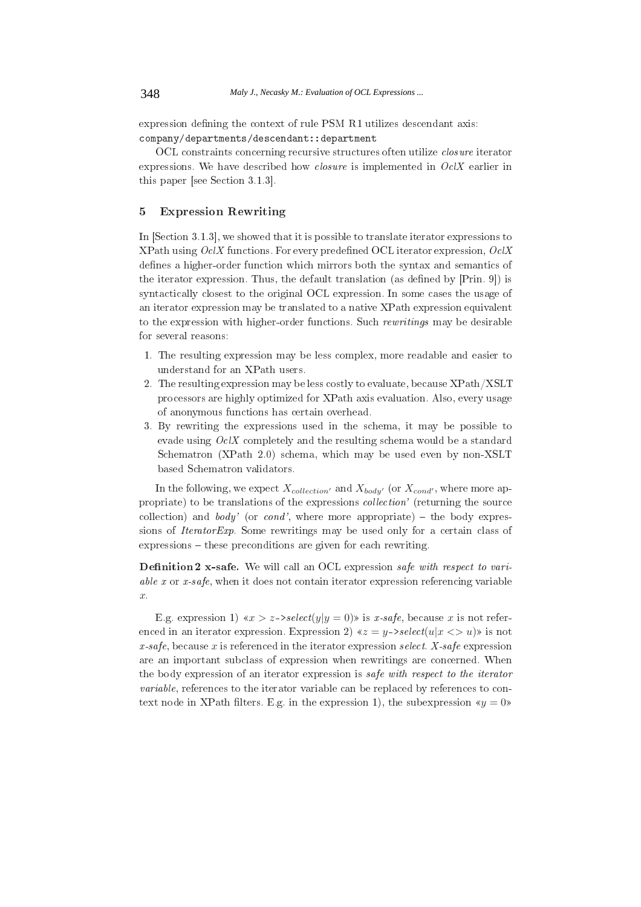expression defining the context of rule PSM R1 utilizes descendant axis:
`company/departments/descendant::department`

OCL constraints concerning recursive structures often utilize *closure* iterator expressions. We have described how *closure* is implemented in *OclX* earlier in this paper [see Section 3.1.3].

## 5 Expression Rewriting

In [Section 3.1.3], we showed that it is possible to translate iterator expressions to XPath using *OclX* functions. For every predefined OCL iterator expression, *OclX* defines a higher-order function which mirrors both the syntax and semantics of the iterator expression. Thus, the default translation (as defined by [Prin. 9]) is syntactically closest to the original OCL expression. In some cases the usage of an iterator expression may be translated to a native XPath expression equivalent to the expression with higher-order functions. Such *rewritings* may be desirable for several reasons:

1. The resulting expression may be less complex, more readable and easier to understand for an XPath users.
2. The resulting expression may be less costly to evaluate, because XPath/XSLT processors are highly optimized for XPath axis evaluation. Also, every usage of anonymous functions has certain overhead.
3. By rewriting the expressions used in the schema, it may be possible to evade using *OclX* completely and the resulting schema would be a standard Schematron (XPath 2.0) schema, which may be used even by non-XSLT based Schematron validators.

In the following, we expect $X_{collection'}$ and $X_{body'}$ (or $X_{cond'}$, where more appropriate) to be translations of the expressions *collection'* (returning the source collection) and *body'* (or *cond'*, where more appropriate) – the body expressions of *IteratorExp*. Some rewritings may be used only for a certain class of expressions – these preconditions are given for each rewriting.

**Definition 2 x-safe.** We will call an OCL expression *safe with respect to variable x* or *x-safe*, when it does not contain iterator expression referencing variable $x$.

E.g. expression 1) «$x > z$->$select(y|y = 0)$» is *x-safe*, because $x$ is not referenced in an iterator expression. Expression 2) «$z = y$->$select(u|x <> u)$» is not *x-safe*, because $x$ is referenced in the iterator expression $select$. *X-safe* expression are an important subclass of expression when rewritings are concerned. When the body expression of an iterator expression is *safe with respect to the iterator variable*, references to the iterator variable can be replaced by references to context node in XPath filters. E.g. in the expression 1), the subexpression «$y = 0$»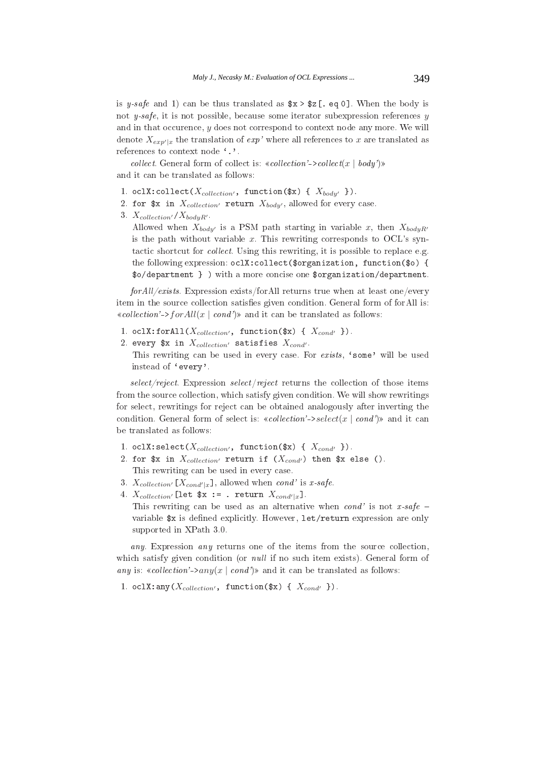is *y-safe* and 1) can be thus translated as `$x > $z[. eq 0]`. When the body is not *y-safe*, it is not possible, because some iterator subexpression references $y$ and in that occurence, $y$ does not correspond to context node any more. We will denote $X_{exp'|x}$ the translation of *exp'* where all references to $x$ are translated as references to context node '`.`'.

*collect*. General form of collect is: «*collection'->collect*($x$ | *body'*)» and it can be translated as follows:

1. `oclX:collect(`$X_{collection'}$`, function($x) {` $X_{body'}$ `})`.
2. `for $x in` $X_{collection'}$ `return` $X_{body'}$, allowed for every case.
3. $X_{collection'}$`/`$X_{bodyR'}$.
   Allowed when $X_{body'}$ is a PSM path starting in variable $x$, then $X_{bodyR'}$ is the path without variable $x$. This rewriting corresponds to OCL's syntactic shortcut for *collect*. Using this rewriting, it is possible to replace e.g. the following expression: `oclX:collect($organization, function($o) { $o/department } )` with a more concise one `$organization/department`.

*forAll/exists*. Expression exists/forAll returns true when at least one/every item in the source collection satisfies given condition. General form of forAll is: «*collection'->forAll*($x$ | *cond'*)» and it can be translated as follows:

1. `oclX:forAll(`$X_{collection'}$`, function($x) {` $X_{cond'}$ `})`.
2. `every $x in` $X_{collection'}$ `satisfies` $X_{cond'}$.
   This rewriting can be used in every case. For *exists*, '`some`' will be used instead of '`every`'.

*select/reject*. Expression *select/reject* returns the collection of those items from the source collection, which satisfy given condition. We will show rewritings for select, rewritings for reject can be obtained analogously after inverting the condition. General form of select is: «*collection'->select*($x$ | *cond'*)» and it can be translated as follows:

1. `oclX:select(`$X_{collection'}$`, function($x) {` $X_{cond'}$ `})`.
2. `for $x in` $X_{collection'}$ `return if (`$X_{cond'}$`) then $x else ()`.
   This rewriting can be used in every case.
3. $X_{collection'}$`[`$X_{cond'|x}$`]`, allowed when *cond'* is *x-safe*.
4. $X_{collection'}$`[let $x := . return` $X_{cond'|x}$`]`.
   This rewriting can be used as an alternative when *cond'* is not *x-safe* – variable `$x` is defined explicitly. However, `let/return` expression are only supported in XPath 3.0.

*any*. Expression *any* returns one of the items from the source collection, which satisfy given condition (or *null* if no such item exists). General form of *any* is: «*collection'->any*($x$ | *cond'*)» and it can be translated as follows:

1. `oclX:any(`$X_{collection'}$`, function($x) {` $X_{cond'}$ `})`.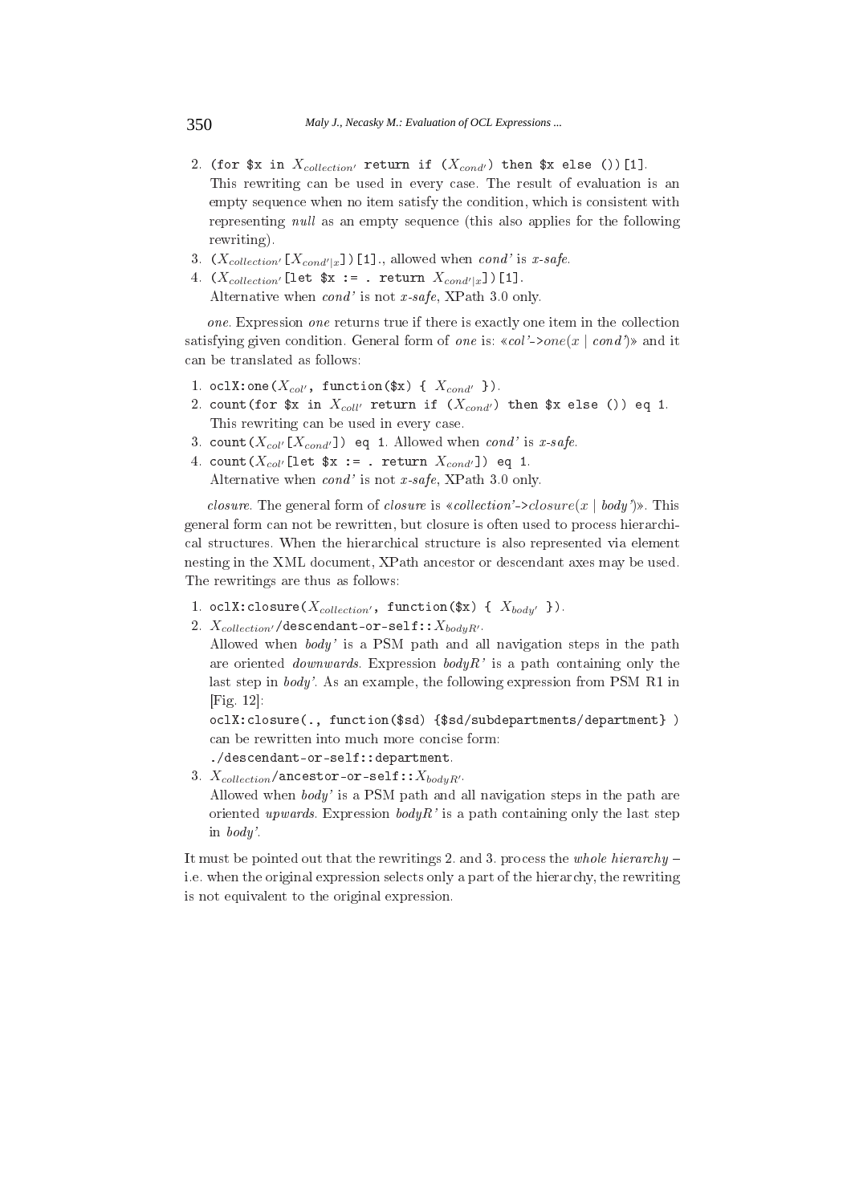2. `(for $x in` $X_{collection'}$ `return if (`$X_{cond'}$`) then $x else ())[1]`.
   This rewriting can be used in every case. The result of evaluation is an empty sequence when no item satisfy the condition, which is consistent with representing *null* as an empty sequence (this also applies for the following rewriting).
3. `(`$X_{collection'}$`[`$X_{cond'|x}$`])[1]`., allowed when *cond'* is *x-safe*.
4. `(`$X_{collection'}$`[let $x := . return` $X_{cond'|x}$`])[1]`.
   Alternative when *cond'* is not *x-safe*, XPath 3.0 only.

*one*. Expression *one* returns true if there is exactly one item in the collection satisfying given condition. General form of *one* is: «*col'->one*($x$ | *cond'*)» and it can be translated as follows:

1. `oclX:one(`$X_{col'}$`, function($x) {` $X_{cond'}$ `})`.
2. `count(for $x in` $X_{coll'}$ `return if (`$X_{cond'}$`) then $x else ()) eq 1`.
   This rewriting can be used in every case.
3. `count(`$X_{col'}$`[`$X_{cond'}$`]) eq 1`. Allowed when *cond'* is *x-safe*.
4. `count(`$X_{col'}$`[let $x := . return` $X_{cond'}$`]) eq 1`.
   Alternative when *cond'* is not *x-safe*, XPath 3.0 only.

*closure*. The general form of *closure* is «*collection'->closure*($x$ | *body'*)». This general form can not be rewritten, but closure is often used to process hierarchical structures. When the hierarchical structure is also represented via element nesting in the XML document, XPath ancestor or descendant axes may be used. The rewritings are thus as follows:

1. `oclX:closure(`$X_{collection'}$`, function($x) {` $X_{body'}$ `})`.
2. $X_{collection'}$`/descendant-or-self::`$X_{bodyR'}$.
   Allowed when *body'* is a PSM path and all navigation steps in the path are oriented *downwards*. Expression *bodyR'* is a path containing only the last step in *body'*. As an example, the following expression from PSM R1 in [Fig. 12]:
   `oclX:closure(., function($sd) {$sd/subdepartments/department} )`
   can be rewritten into much more concise form:
   `./descendant-or-self::department`.
3. $X_{collection}$`/ancestor-or-self::`$X_{bodyR'}$.
   Allowed when *body'* is a PSM path and all navigation steps in the path are oriented *upwards*. Expression *bodyR'* is a path containing only the last step in *body'*.

It must be pointed out that the rewritings 2. and 3. process the *whole hierarchy* – i.e. when the original expression selects only a part of the hierarchy, the rewriting is not equivalent to the original expression.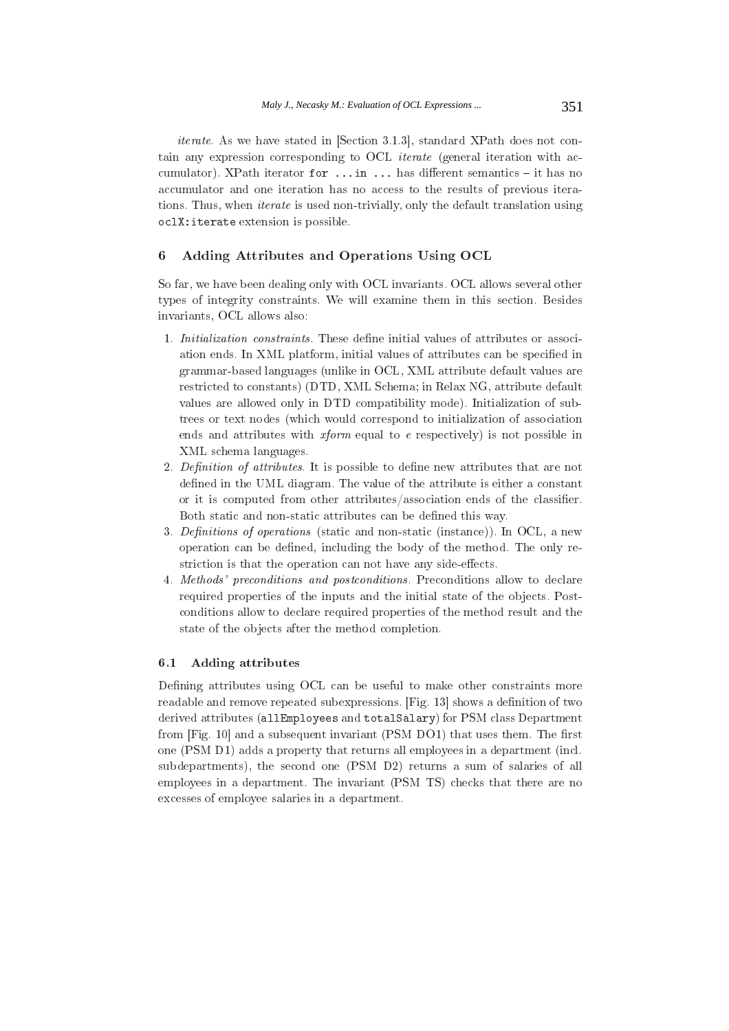*iterate*. As we have stated in [Section 3.1.3], standard XPath does not contain any expression corresponding to OCL *iterate* (general iteration with accumulator). XPath iterator `for ... in ...` has different semantics – it has no accumulator and one iteration has no access to the results of previous iterations. Thus, when *iterate* is used non-trivially, only the default translation using `oclX:iterate` extension is possible.

## 6 Adding Attributes and Operations Using OCL

So far, we have been dealing only with OCL invariants. OCL allows several other types of integrity constraints. We will examine them in this section. Besides invariants, OCL allows also:

1. *Initialization constraints*. These define initial values of attributes or association ends. In XML platform, initial values of attributes can be specified in grammar-based languages (unlike in OCL, XML attribute default values are restricted to constants) (DTD, XML Schema; in Relax NG, attribute default values are allowed only in DTD compatibility mode). Initialization of subtrees or text nodes (which would correspond to initialization of association ends and attributes with *xform* equal to *e* respectively) is not possible in XML schema languages.
2. *Definition of attributes*. It is possible to define new attributes that are not defined in the UML diagram. The value of the attribute is either a constant or it is computed from other attributes/association ends of the classifier. Both static and non-static attributes can be defined this way.
3. *Definitions of operations* (static and non-static (instance)). In OCL, a new operation can be defined, including the body of the method. The only restriction is that the operation can not have any side-effects.
4. *Methods' preconditions and postconditions*. Preconditions allow to declare required properties of the inputs and the initial state of the objects. Postconditions allow to declare required properties of the method result and the state of the objects after the method completion.

### 6.1 Adding attributes

Defining attributes using OCL can be useful to make other constraints more readable and remove repeated subexpressions. [Fig. 13] shows a definition of two derived attributes (`allEmployees` and `totalSalary`) for PSM class Department from [Fig. 10] and a subsequent invariant (PSM DO1) that uses them. The first one (PSM D1) adds a property that returns all employees in a department (incl. subdepartments), the second one (PSM D2) returns a sum of salaries of all employees in a department. The invariant (PSM TS) checks that there are no excesses of employee salaries in a department.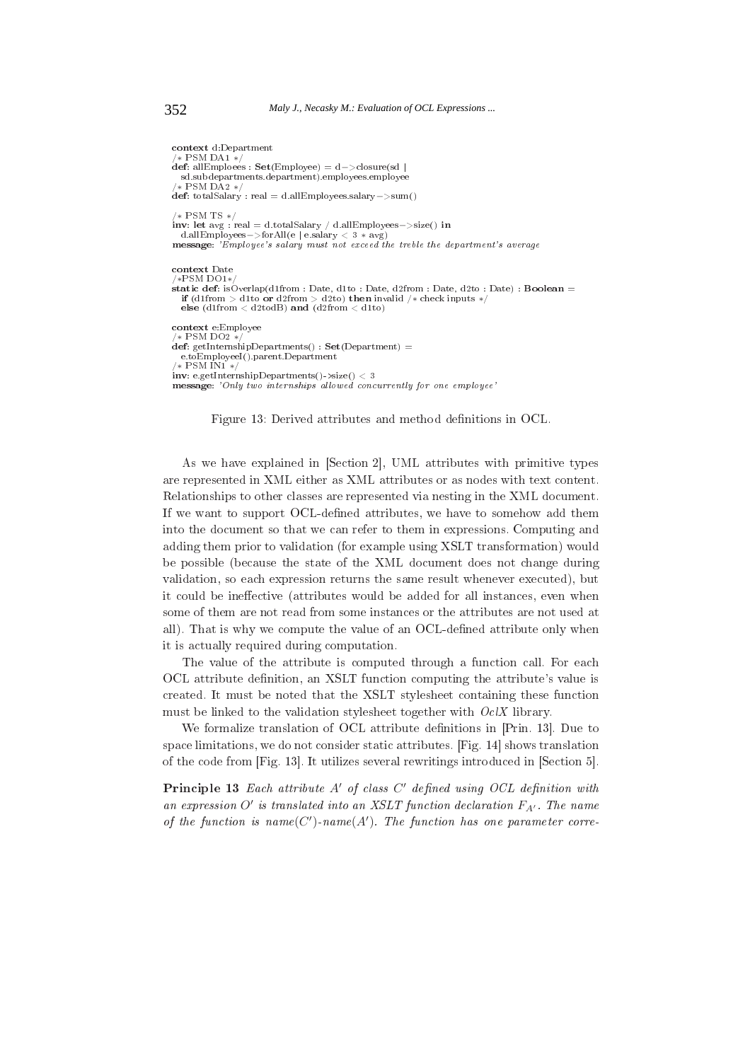```
context d:Department
/* PSM DA1 */
def: allEmploees : Set(Employee) = d->closure(sd |
   sd.subdepartments.department).employees.employee
/* PSM DA2 */
def: totalSalary : real = d.allEmployees.salary->sum()

/* PSM TS */
inv: let avg : real = d.totalSalary / d.allEmployees->size() in
   d.allEmployees->forAll(e | e.salary < 3 * avg)
message: 'Employee's salary must not exceed the treble the department's average

context Date
/*PSM DO1*/
static def: isOverlap(d1from : Date, d1to : Date, d2from : Date, d2to : Date) : Boolean =
   if (d1from > d1to or d2from > d2to) then invalid /* check inputs */
   else (d1from < d2todB) and (d2from < d1to)

context e:Employee
/* PSM DO2 */
def: getInternshipDepartments() : Set(Department) =
   e.toEmployeeI().parent.Department
/* PSM IN1 */
inv: e.getInternshipDepartments()->size() < 3
message: 'Only two internships allowed concurrently for one employee'
```

Figure 13: Derived attributes and method definitions in OCL.

As we have explained in [Section 2], UML attributes with primitive types are represented in XML either as XML attributes or as nodes with text content. Relationships to other classes are represented via nesting in the XML document. If we want to support OCL-defined attributes, we have to somehow add them into the document so that we can refer to them in expressions. Computing and adding them prior to validation (for example using XSLT transformation) would be possible (because the state of the XML document does not change during validation, so each expression returns the same result whenever executed), but it could be ineffective (attributes would be added for all instances, even when some of them are not read from some instances or the attributes are not used at all). That is why we compute the value of an OCL-defined attribute only when it is actually required during computation.

The value of the attribute is computed through a function call. For each OCL attribute definition, an XSLT function computing the attribute's value is created. It must be noted that the XSLT stylesheet containing these function must be linked to the validation stylesheet together with *OclX* library.

We formalize translation of OCL attribute definitions in [Prin. 13]. Due to space limitations, we do not consider static attributes. [Fig. 14] shows translation of the code from [Fig. 13]. It utilizes several rewritings introduced in [Section 5].

**Principle 13** *Each attribute $A'$ of class $C'$ defined using OCL definition with an expression $O'$ is translated into an XSLT function declaration $F_{A'}$. The name of the function is name($C'$)-name($A'$). The function has one parameter corre-*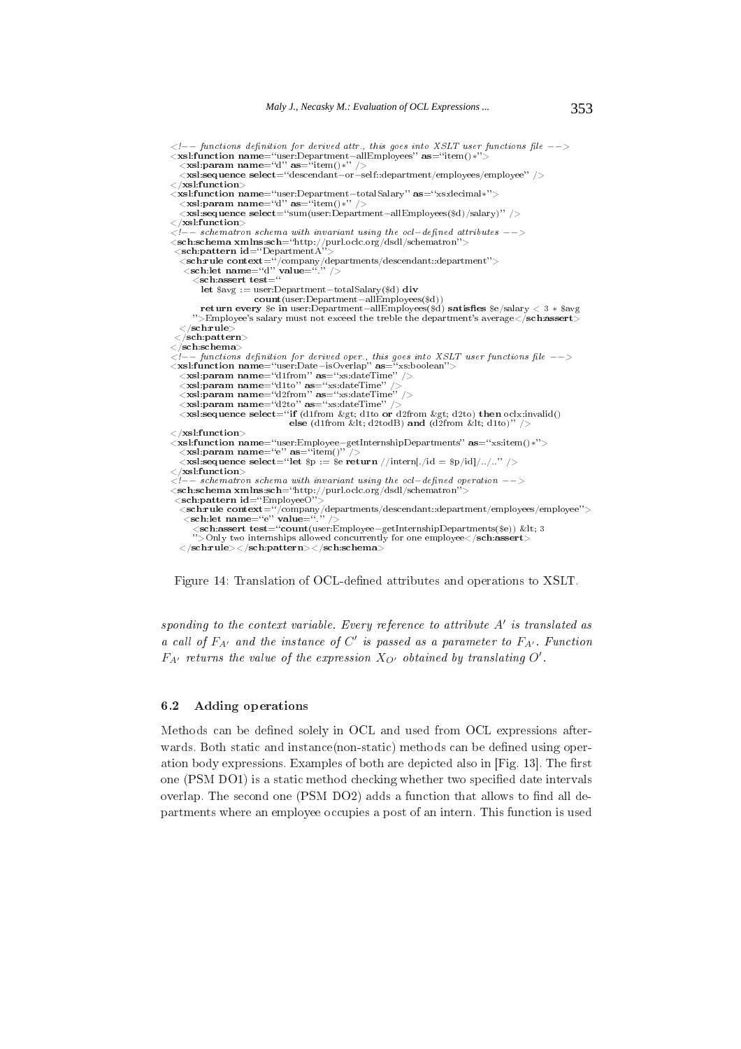```
<!-- functions definition for derived attr., this goes into XSLT user functions file -->
<xsl:function name="user:Department-allEmployees" as="item()*">
  <xsl:param name="d" as="item()*" />
  <xsl:sequence select="descendant-or-self::department/employees/employee" />
</xsl:function>
<xsl:function name="user:Department-totalSalary" as="xs:decimal*">
  <xsl:param name="d" as="item()*" />
  <xsl:sequence select="sum(user:Department-allEmployees($d)/salary)" />
</xsl:function>
<!-- schematron schema with invariant using the ocl-defined attributes -->
<sch:schema xmlns:sch="http://purl.oclc.org/dsdl/schematron">
 <sch:pattern id="DepartmentA">
  <sch:rule context="/company/departments/descendant::department">
   <sch:let name="d" value="." />
    <sch:assert test="
       let $avg := user:Department-totalSalary($d) div
                   count(user:Department-allEmployees($d))
       return every $e in user:Department-allEmployees($d) satisfies $e/salary < 3 * $avg
     ">Employee's salary must not exceed the treble the department's average</sch:assert>
  </sch:rule>
 </sch:pattern>
</sch:schema>
<!-- functions definition for derived oper., this goes into XSLT user functions file -->
<xsl:function name="user:Date-isOverlap" as="xs:boolean">
  <xsl:param name="d1from" as="xs:dateTime" />
  <xsl:param name="d1to" as="xs:dateTime" />
  <xsl:param name="d2from" as="xs:dateTime" />
  <xsl:param name="d2to" as="xs:dateTime" />
  <xsl:sequence select="if (d1from &gt; d1to or d2from &gt; d2to) then oclx:invalid()
                              else (d1from &lt; d2todB) and (d2from &lt; d1to)" />
</xsl:function>
<xsl:function name="user:Employee-getInternshipDepartments" as="xs:item()*">
  <xsl:param name="e" as="item()" />
  <xsl:sequence select="let $p := $e return //intern[./id = $p/id]/../.." />
</xsl:function>
<!-- schematron schema with invariant using the ocl-defined operation -->
<sch:schema xmlns:sch="http://purl.oclc.org/dsdl/schematron">
 <sch:pattern id="EmployeeO">
  <sch:rule context="/company/departments/descendant::department/employees/employee">
   <sch:let name="e" value="." />
    <sch:assert test="count(user:Employee-getInternshipDepartments($e)) &lt; 3
     ">Only two internships allowed concurrently for one employee</sch:assert>
  </sch:rule></sch:pattern></sch:schema>
```

Figure 14: Translation of OCL-defined attributes and operations to XSLT.

*sponding to the context variable. Every reference to attribute $A'$ is translated as a call of $F_{A'}$ and the instance of $C'$ is passed as a parameter to $F_{A'}$. Function $F_{A'}$ returns the value of the expression $X_{O'}$ obtained by translating $O'$.*

### 6.2 Adding operations

Methods can be defined solely in OCL and used from OCL expressions afterwards. Both static and instance(non-static) methods can be defined using operation body expressions. Examples of both are depicted also in [Fig. 13]. The first one (PSM DO1) is a static method checking whether two specified date intervals overlap. The second one (PSM DO2) adds a function that allows to find all departments where an employee occupies a post of an intern. This function is used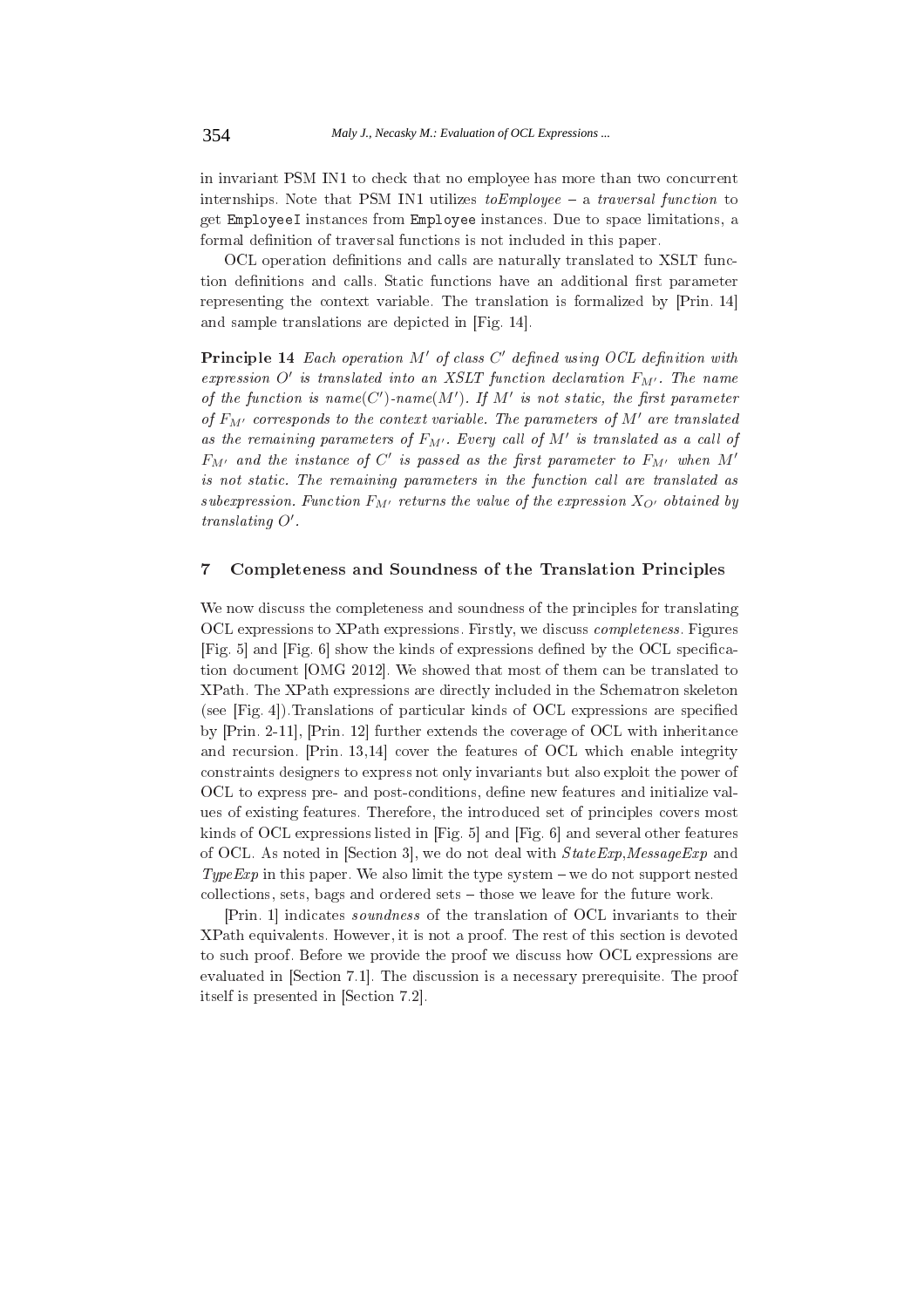in invariant PSM IN1 to check that no employee has more than two concurrent internships. Note that PSM IN1 utilizes *toEmployee* – a *traversal function* to get `EmployeeI` instances from `Employee` instances. Due to space limitations, a formal definition of traversal functions is not included in this paper.

OCL operation definitions and calls are naturally translated to XSLT function definitions and calls. Static functions have an additional first parameter representing the context variable. The translation is formalized by [Prin. 14] and sample translations are depicted in [Fig. 14].

**Principle 14** *Each operation $M'$ of class $C'$ defined using OCL definition with expression $O'$ is translated into an XSLT function declaration $F_{M'}$. The name of the function is name($C'$)-name($M'$). If $M'$ is not static, the first parameter of $F_{M'}$ corresponds to the context variable. The parameters of $M'$ are translated as the remaining parameters of $F_{M'}$. Every call of $M'$ is translated as a call of $F_{M'}$ and the instance of $C'$ is passed as the first parameter to $F_{M'}$ when $M'$ is not static. The remaining parameters in the function call are translated as subexpression. Function $F_{M'}$ returns the value of the expression $X_{O'}$ obtained by translating $O'$.*

## 7 Completeness and Soundness of the Translation Principles

We now discuss the completeness and soundness of the principles for translating OCL expressions to XPath expressions. Firstly, we discuss *completeness*. Figures [Fig. 5] and [Fig. 6] show the kinds of expressions defined by the OCL specification document [OMG 2012]. We showed that most of them can be translated to XPath. The XPath expressions are directly included in the Schematron skeleton (see [Fig. 4]).Translations of particular kinds of OCL expressions are specified by [Prin. 2-11], [Prin. 12] further extends the coverage of OCL with inheritance and recursion. [Prin. 13,14] cover the features of OCL which enable integrity constraints designers to express not only invariants but also exploit the power of OCL to express pre- and post-conditions, define new features and initialize values of existing features. Therefore, the introduced set of principles covers most kinds of OCL expressions listed in [Fig. 5] and [Fig. 6] and several other features of OCL. As noted in [Section 3], we do not deal with *StateExp*,*MessageExp* and *TypeExp* in this paper. We also limit the type system – we do not support nested collections, sets, bags and ordered sets – those we leave for the future work.

[Prin. 1] indicates *soundness* of the translation of OCL invariants to their XPath equivalents. However, it is not a proof. The rest of this section is devoted to such proof. Before we provide the proof we discuss how OCL expressions are evaluated in [Section 7.1]. The discussion is a necessary prerequisite. The proof itself is presented in [Section 7.2].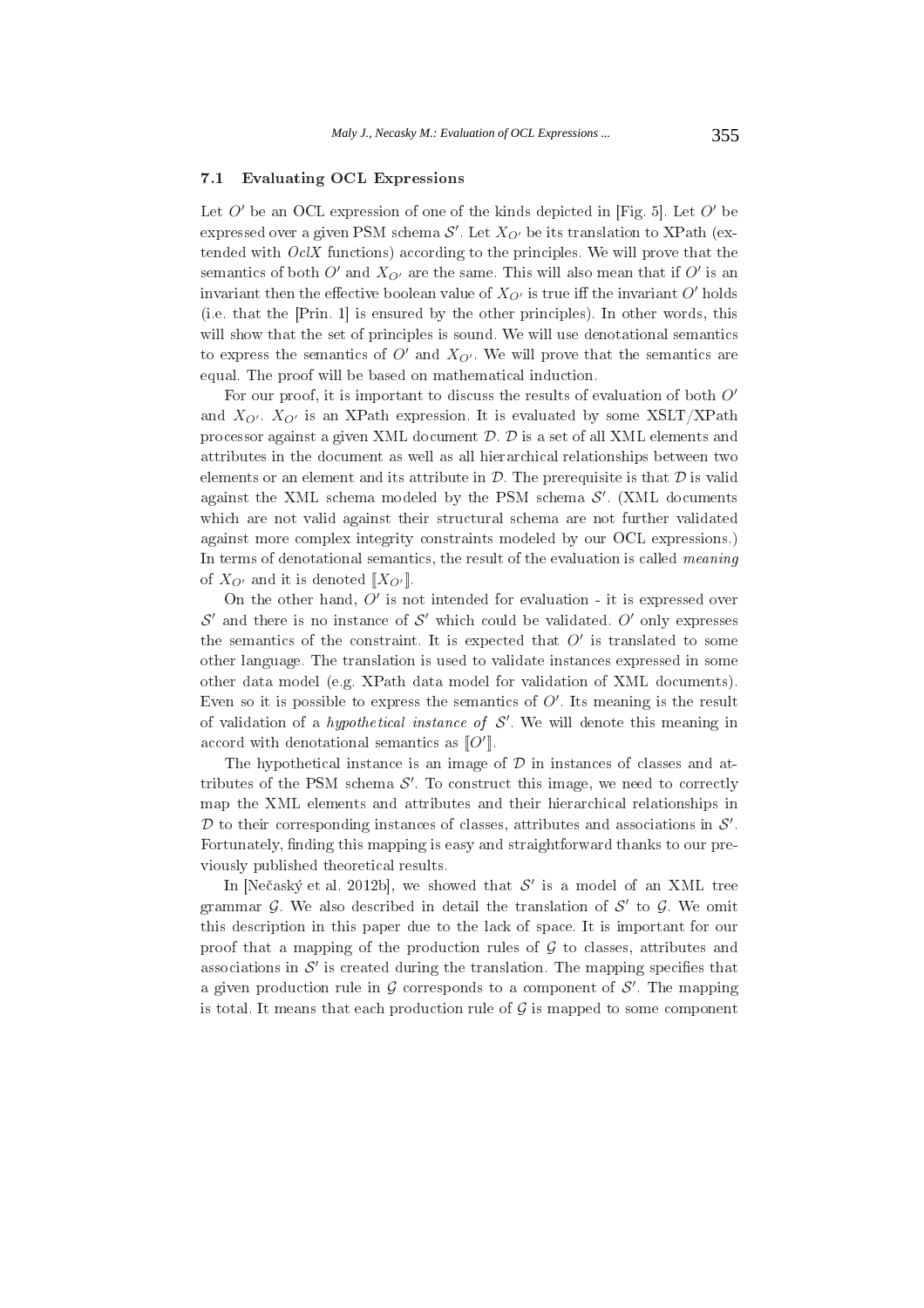### 7.1 Evaluating OCL Expressions

Let $O'$ be an OCL expression of one of the kinds depicted in [Fig. 5]. Let $O'$ be expressed over a given PSM schema $\mathcal{S}'$. Let $X_{O'}$ be its translation to XPath (extended with *OclX* functions) according to the principles. We will prove that the semantics of both $O'$ and $X_{O'}$ are the same. This will also mean that if $O'$ is an invariant then the effective boolean value of $X_{O'}$ is true iff the invariant $O'$ holds (i.e. that the [Prin. 1] is ensured by the other principles). In other words, this will show that the set of principles is sound. We will use denotational semantics to express the semantics of $O'$ and $X_{O'}$. We will prove that the semantics are equal. The proof will be based on mathematical induction.

For our proof, it is important to discuss the results of evaluation of both $O'$ and $X_{O'}$. $X_{O'}$ is an XPath expression. It is evaluated by some XSLT/XPath processor against a given XML document $\mathcal{D}$. $\mathcal{D}$ is a set of all XML elements and attributes in the document as well as all hierarchical relationships between two elements or an element and its attribute in $\mathcal{D}$. The prerequisite is that $\mathcal{D}$ is valid against the XML schema modeled by the PSM schema $\mathcal{S}'$. (XML documents which are not valid against their structural schema are not further validated against more complex integrity constraints modeled by our OCL expressions.) In terms of denotational semantics, the result of the evaluation is called *meaning* of $X_{O'}$ and it is denoted $[\![X_{O'}]\!]$.

On the other hand, $O'$ is not intended for evaluation - it is expressed over $\mathcal{S}'$ and there is no instance of $\mathcal{S}'$ which could be validated. $O'$ only expresses the semantics of the constraint. It is expected that $O'$ is translated to some other language. The translation is used to validate instances expressed in some other data model (e.g. XPath data model for validation of XML documents). Even so it is possible to express the semantics of $O'$. Its meaning is the result of validation of a *hypothetical instance of* $\mathcal{S}'$. We will denote this meaning in accord with denotational semantics as $[\![O']\!]$.

The hypothetical instance is an image of $\mathcal{D}$ in instances of classes and attributes of the PSM schema $\mathcal{S}'$. To construct this image, we need to correctly map the XML elements and attributes and their hierarchical relationships in $\mathcal{D}$ to their corresponding instances of classes, attributes and associations in $\mathcal{S}'$. Fortunately, finding this mapping is easy and straightforward thanks to our previously published theoretical results.

In [Nečaský et al. 2012b], we showed that $\mathcal{S}'$ is a model of an XML tree grammar $\mathcal{G}$. We also described in detail the translation of $\mathcal{S}'$ to $\mathcal{G}$. We omit this description in this paper due to the lack of space. It is important for our proof that a mapping of the production rules of $\mathcal{G}$ to classes, attributes and associations in $\mathcal{S}'$ is created during the translation. The mapping specifies that a given production rule in $\mathcal{G}$ corresponds to a component of $\mathcal{S}'$. The mapping is total. It means that each production rule of $\mathcal{G}$ is mapped to some component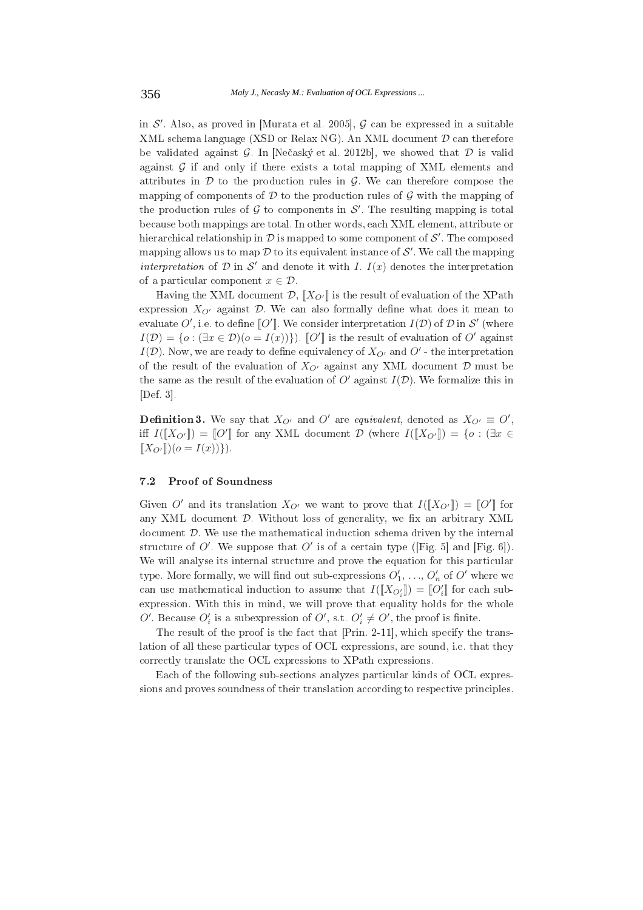in $\mathcal{S}'$. Also, as proved in [Murata et al. 2005], $\mathcal{G}$ can be expressed in a suitable XML schema language (XSD or Relax NG). An XML document $\mathcal{D}$ can therefore be validated against $\mathcal{G}$. In [Nečaský et al. 2012b], we showed that $\mathcal{D}$ is valid against $\mathcal{G}$ if and only if there exists a total mapping of XML elements and attributes in $\mathcal{D}$ to the production rules in $\mathcal{G}$. We can therefore compose the mapping of components of $\mathcal{D}$ to the production rules of $\mathcal{G}$ with the mapping of the production rules of $\mathcal{G}$ to components in $\mathcal{S}'$. The resulting mapping is total because both mappings are total. In other words, each XML element, attribute or hierarchical relationship in $\mathcal{D}$ is mapped to some component of $\mathcal{S}'$. The composed mapping allows us to map $\mathcal{D}$ to its equivalent instance of $\mathcal{S}'$. We call the mapping *interpretation* of $\mathcal{D}$ in $\mathcal{S}'$ and denote it with $I$. $I(x)$ denotes the interpretation of a particular component $x \in \mathcal{D}$.

Having the XML document $\mathcal{D}$, $[\![X_{O'}]\!]$ is the result of evaluation of the XPath expression $X_{O'}$ against $\mathcal{D}$. We can also formally define what does it mean to evaluate $O'$, i.e. to define $[\![O']\!]$. We consider interpretation $I(\mathcal{D})$ of $\mathcal{D}$ in $\mathcal{S}'$ (where $I(\mathcal{D}) = \{o : (\exists x \in \mathcal{D})(o = I(x))\}$). $[\![O']\!]$ is the result of evaluation of $O'$ against $I(\mathcal{D})$. Now, we are ready to define equivalency of $X_{O'}$ and $O'$ - the interpretation of the result of the evaluation of $X_{O'}$ against any XML document $\mathcal{D}$ must be the same as the result of the evaluation of $O'$ against $I(\mathcal{D})$. We formalize this in [Def. 3].

**Definition 3.** We say that $X_{O'}$ and $O'$ are *equivalent*, denoted as $X_{O'} \equiv O'$, iff $I([\![X_{O'}]\!]) = [\![O']\!]$ for any XML document $\mathcal{D}$ (where $I([\![X_{O'}]\!]) = \{o : (\exists x \in [\![X_{O'}]\!])(o = I(x))\}$).

### 7.2 Proof of Soundness

Given $O'$ and its translation $X_{O'}$ we want to prove that $I([\![X_{O'}]\!]) = [\![O']\!]$ for any XML document $\mathcal{D}$. Without loss of generality, we fix an arbitrary XML document $\mathcal{D}$. We use the mathematical induction schema driven by the internal structure of $O'$. We suppose that $O'$ is of a certain type ([Fig. 5] and [Fig. 6]). We will analyse its internal structure and prove the equation for this particular type. More formally, we will find out sub-expressions $O'_1, \ldots, O'_n$ of $O'$ where we can use mathematical induction to assume that $I([\![X_{O'_i}]\!]) = [\![O'_i]\!]$ for each sub-expression. With this in mind, we will prove that equality holds for the whole $O'$. Because $O'_i$ is a subexpression of $O'$, s.t. $O'_i \neq O'$, the proof is finite.

The result of the proof is the fact that [Prin. 2-11], which specify the translation of all these particular types of OCL expressions, are sound, i.e. that they correctly translate the OCL expressions to XPath expressions.

Each of the following sub-sections analyzes particular kinds of OCL expressions and proves soundness of their translation according to respective principles.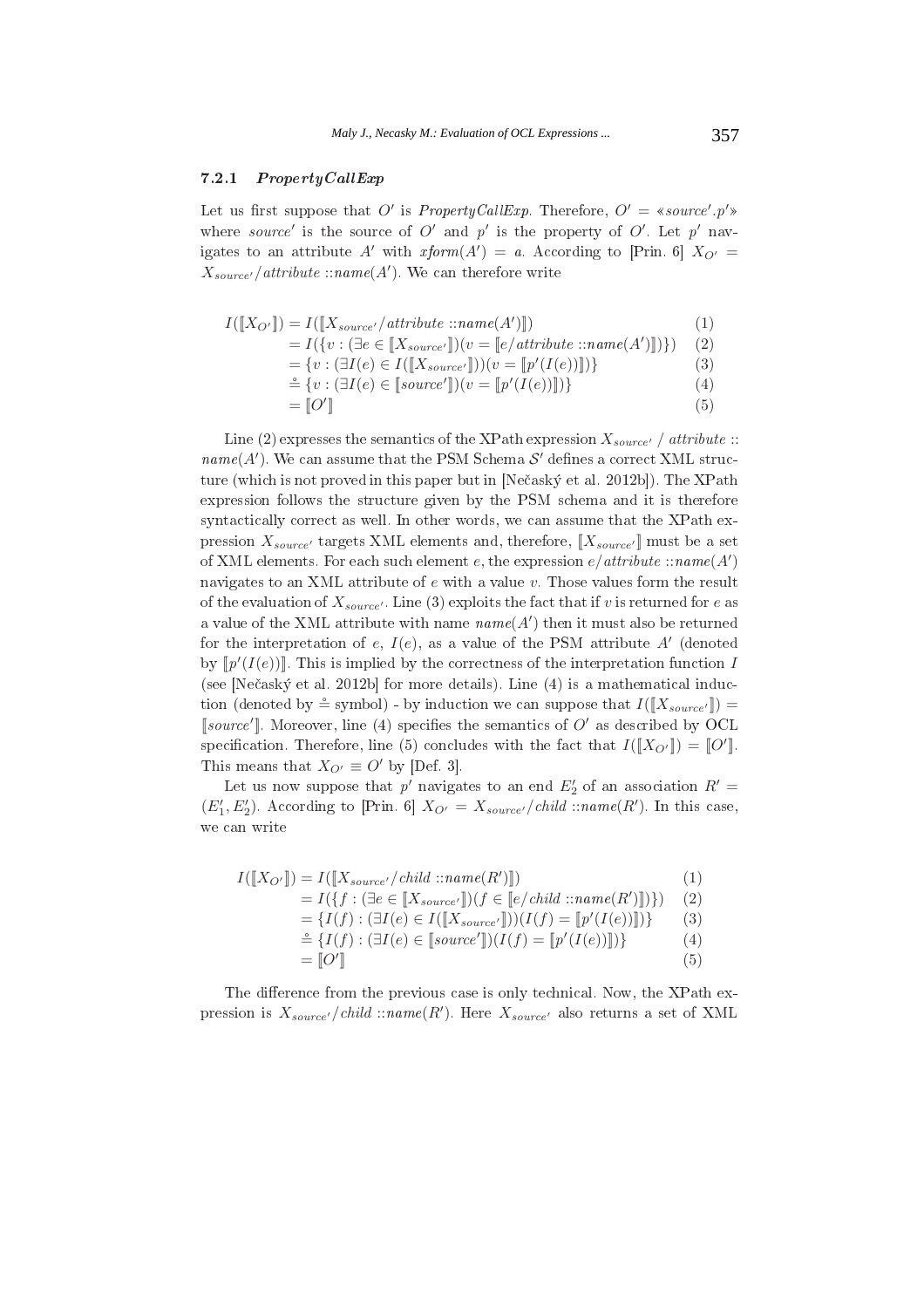#### 7.2.1 *PropertyCallExp*

Let us first suppose that $O'$ is *PropertyCallExp*. Therefore, $O' = «source'.p'»$ where $source'$ is the source of $O'$ and $p'$ is the property of $O'$. Let $p'$ navigates to an attribute $A'$ with $\mathit{xform}(A') = a$. According to [Prin. 6] $X_{O'} = X_{source'}/attribute::name(A')$. We can therefore write

$$
\begin{aligned}
I([\![X_{O'}]\!]) &= I([\![X_{source'}/attribute::name(A')]\!]) && (1)\\
&= I(\{v : (\exists e \in [\![X_{source'}]\!])(v = [\![e/attribute::name(A')]\!])\}) && (2)\\
&= \{v : (\exists I(e) \in I([\![X_{source'}]\!]))(v = [\![p'(I(e))]\!])\} && (3)\\
&\stackrel{\circ}{=} \{v : (\exists I(e) \in [\![source']\!])(v = [\![p'(I(e))]\!])\} && (4)\\
&= [\![O']\!] && (5)
\end{aligned}
$$

Line (2) expresses the semantics of the XPath expression $X_{source'}$ / $attribute::name(A')$. We can assume that the PSM Schema $\mathcal{S}'$ defines a correct XML structure (which is not proved in this paper but in [Nečaský et al. 2012b]). The XPath expression follows the structure given by the PSM schema and it is therefore syntactically correct as well. In other words, we can assume that the XPath expression $X_{source'}$ targets XML elements and, therefore, $[\![X_{source'}]\!]$ must be a set of XML elements. For each such element $e$, the expression $e/attribute::name(A')$ navigates to an XML attribute of $e$ with a value $v$. Those values form the result of the evaluation of $X_{source'}$. Line (3) exploits the fact that if $v$ is returned for $e$ as a value of the XML attribute with name $name(A')$ then it must also be returned for the interpretation of $e$, $I(e)$, as a value of the PSM attribute $A'$ (denoted by $[\![p'(I(e))]\!]$. This is implied by the correctness of the interpretation function $I$ (see [Nečaský et al. 2012b] for more details). Line (4) is a mathematical induction (denoted by $\stackrel{\circ}{=}$ symbol) - by induction we can suppose that $I([\![X_{source'}]\!]) = [\![source']\!]$. Moreover, line (4) specifies the semantics of $O'$ as described by OCL specification. Therefore, line (5) concludes with the fact that $I([\![X_{O'}]\!]) = [\![O']\!]$. This means that $X_{O'} \equiv O'$ by [Def. 3].

Let us now suppose that $p'$ navigates to an end $E'_2$ of an association $R' = (E'_1, E'_2)$. According to [Prin. 6] $X_{O'} = X_{source'}/child::name(R')$. In this case, we can write

$$
\begin{aligned}
I([\![X_{O'}]\!]) &= I([\![X_{source'}/child::name(R')]\!]) && (1)\\
&= I(\{f : (\exists e \in [\![X_{source'}]\!])(f \in [\![e/child::name(R')]\!])\}) && (2)\\
&= \{I(f) : (\exists I(e) \in I([\![X_{source'}]\!]))(I(f) = [\![p'(I(e))]\!])\} && (3)\\
&\stackrel{\circ}{=} \{I(f) : (\exists I(e) \in [\![source']\!])(I(f) = [\![p'(I(e))]\!])\} && (4)\\
&= [\![O']\!] && (5)
\end{aligned}
$$

The difference from the previous case is only technical. Now, the XPath expression is $X_{source'}/child::name(R')$. Here $X_{source'}$ also returns a set of XML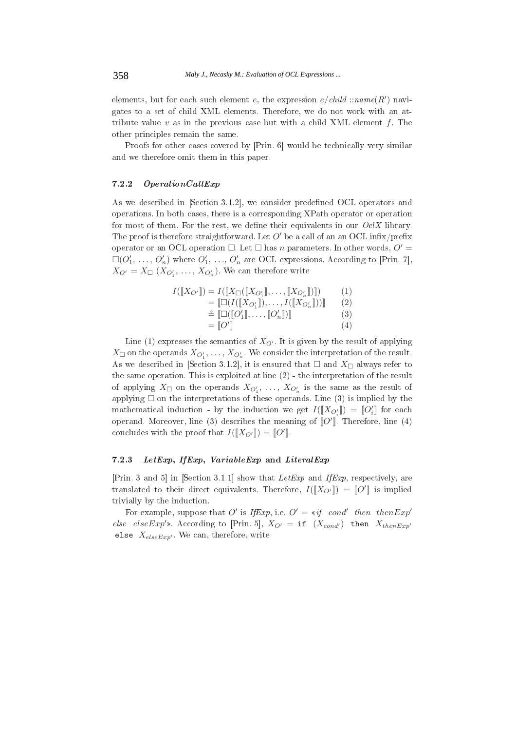elements, but for each such element $e$, the expression $e/child::name(R')$ navigates to a set of child XML elements. Therefore, we do not work with an attribute value $v$ as in the previous case but with a child XML element $f$. The other principles remain the same.

Proofs for other cases covered by [Prin. 6] would be technically very similar and we therefore omit them in this paper.

#### 7.2.2 *OperationCallExp*

As we described in [Section 3.1.2], we consider predefined OCL operators and operations. In both cases, there is a corresponding XPath operator or operation for most of them. For the rest, we define their equivalents in our *OclX* library. The proof is therefore straightforward. Let $O'$ be a call of an an OCL infix/prefix operator or an OCL operation $\Box$. Let $\Box$ has $n$ parameters. In other words, $O' = \Box(O'_1, \ldots, O'_n)$ where $O'_1, \ldots, O'_n$ are OCL expressions. According to [Prin. 7], $X_{O'} = X_{\Box}\ (X_{O'_1}, \ldots, X_{O'_n})$. We can therefore write

$$
\begin{aligned}
I(\llbracket X_{O'} \rrbracket) &= I(\llbracket X_{\Box}(\llbracket X_{O'_1} \rrbracket, \ldots, \llbracket X_{O'_n} \rrbracket) \rrbracket) && (1)\\
&= \llbracket \Box(I(\llbracket X_{O'_1} \rrbracket), \ldots, I(\llbracket X_{O'_n} \rrbracket)) \rrbracket && (2)\\
&\stackrel{\circ}{=} \llbracket \Box(\llbracket O'_1 \rrbracket, \ldots, \llbracket O'_n \rrbracket) \rrbracket && (3)\\
&= \llbracket O' \rrbracket && (4)
\end{aligned}
$$

Line (1) expresses the semantics of $X_{O'}$. It is given by the result of applying $X_{\Box}$ on the operands $X_{O'_1}, \ldots, X_{O'_n}$. We consider the interpretation of the result. As we described in [Section 3.1.2], it is ensured that $\Box$ and $X_{\Box}$ always refer to the same operation. This is exploited at line (2) - the interpretation of the result of applying $X_{\Box}$ on the operands $X_{O'_1}, \ldots, X_{O'_n}$ is the same as the result of applying $\Box$ on the interpretations of these operands. Line (3) is implied by the mathematical induction - by the induction we get $I(\llbracket X_{O'_i} \rrbracket) = \llbracket O'_i \rrbracket$ for each operand. Moreover, line (3) describes the meaning of $\llbracket O' \rrbracket$. Therefore, line (4) concludes with the proof that $I(\llbracket X_{O'} \rrbracket) = \llbracket O' \rrbracket$.

#### 7.2.3 *LetExp*, *IfExp*, *VariableExp* and *LiteralExp*

[Prin. 3 and 5] in [Section 3.1.1] show that *LetExp* and *IfExp*, respectively, are translated to their direct equivalents. Therefore, $I(\llbracket X_{O'} \rrbracket) = \llbracket O' \rrbracket$ is implied trivially by the induction.

For example, suppose that $O'$ is *IfExp*, i.e. $O' =$ «*if cond′ then thenExp′ else elseExp′*». According to [Prin. 5], $X_{O'} =$ `if` $(X_{cond'})$ `then` $X_{thenExp'}$ `else` $X_{elseExp'}$. We can, therefore, write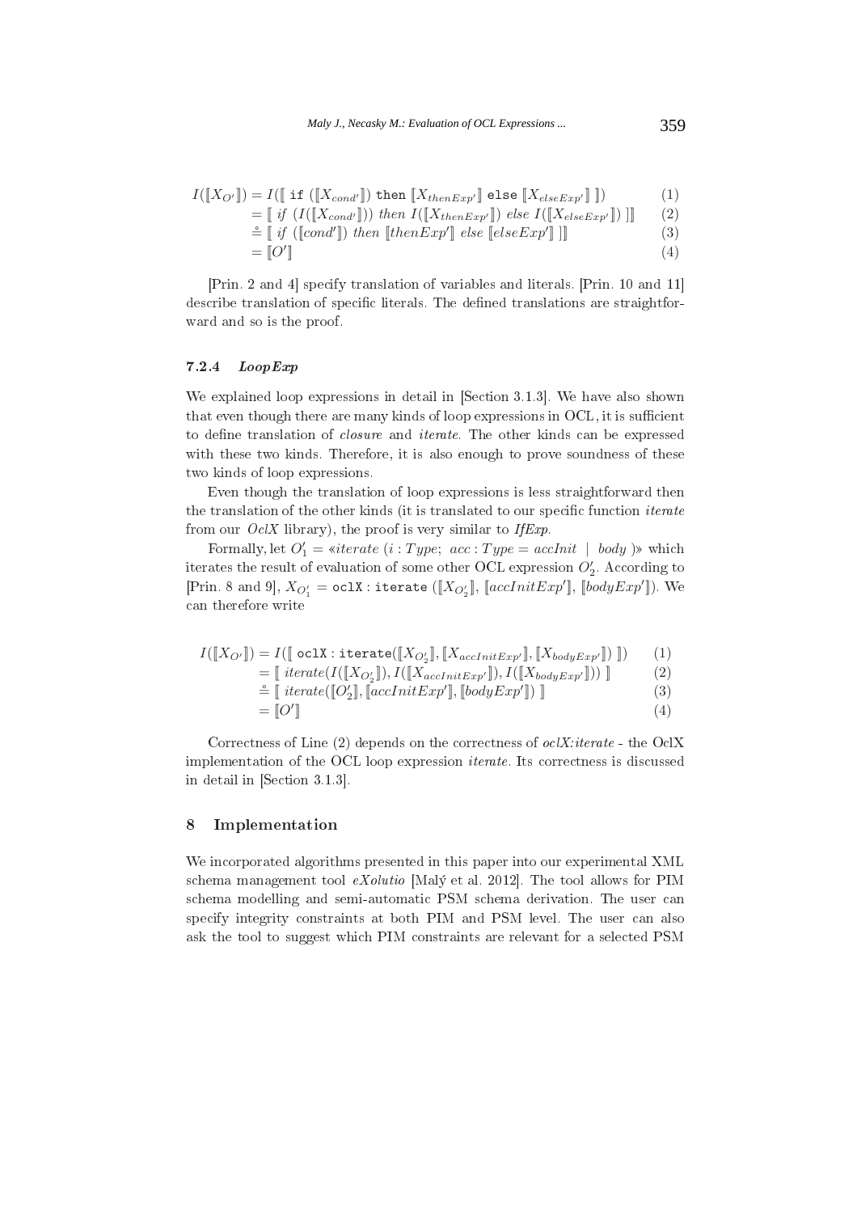$$
\begin{aligned}
I(\llbracket X_{O'} \rrbracket) &= I(\llbracket \texttt{ if } (\llbracket X_{cond'} \rrbracket) \texttt{ then } \llbracket X_{thenExp'} \rrbracket \texttt{ else } \llbracket X_{elseExp'} \rrbracket \rrbracket) && (1)\\
&= \llbracket \ if \ (I(\llbracket X_{cond'} \rrbracket)) \ then \ I(\llbracket X_{thenExp'} \rrbracket) \ else \ I(\llbracket X_{elseExp'} \rrbracket) \ \rrbracket && (2)\\
&\stackrel{\circ}{=} \llbracket \ if \ (\llbracket cond' \rrbracket) \ then \ \llbracket thenExp' \rrbracket \ else \ \llbracket elseExp' \rrbracket \ \rrbracket && (3)\\
&= \llbracket O' \rrbracket && (4)
\end{aligned}
$$

[Prin. 2 and 4] specify translation of variables and literals. [Prin. 10 and 11] describe translation of specific literals. The defined translations are straightforward and so is the proof.

#### 7.2.4 *LoopExp*

We explained loop expressions in detail in [Section 3.1.3]. We have also shown that even though there are many kinds of loop expressions in OCL, it is sufficient to define translation of *closure* and *iterate*. The other kinds can be expressed with these two kinds. Therefore, it is also enough to prove soundness of these two kinds of loop expressions.

Even though the translation of loop expressions is less straightforward then the translation of the other kinds (it is translated to our specific function *iterate* from our *OclX* library), the proof is very similar to *IfExp*.

Formally, let $O_1' = «iterate \ (i : Type; \ acc : Type = accInit \ \mid \ body \ )»$ which iterates the result of evaluation of some other OCL expression $O_2'$. According to [Prin. 8 and 9], $X_{O_1'} = \texttt{oclX:iterate} \ (\llbracket X_{O_2'} \rrbracket, \ \llbracket accInitExp' \rrbracket, \ \llbracket bodyExp' \rrbracket)$. We can therefore write

$$
\begin{aligned}
I(\llbracket X_{O'} \rrbracket) &= I(\llbracket \ \texttt{oclX:iterate}(\llbracket X_{O_2'} \rrbracket, \llbracket X_{accInitExp'} \rrbracket, \llbracket X_{bodyExp'} \rrbracket) \ \rrbracket) && (1)\\
&= \llbracket \ iterate(I(\llbracket X_{O_2'} \rrbracket), I(\llbracket X_{accInitExp'} \rrbracket), I(\llbracket X_{bodyExp'} \rrbracket)) \ \rrbracket && (2)\\
&\stackrel{\circ}{=} \llbracket \ iterate(\llbracket O_2' \rrbracket, \llbracket accInitExp' \rrbracket, \llbracket bodyExp' \rrbracket) \ \rrbracket && (3)\\
&= \llbracket O' \rrbracket && (4)
\end{aligned}
$$

Correctness of Line (2) depends on the correctness of *oclX:iterate* - the OclX implementation of the OCL loop expression *iterate*. Its correctness is discussed in detail in [Section 3.1.3].

## 8 Implementation

We incorporated algorithms presented in this paper into our experimental XML schema management tool *eXolutio* [Malý et al. 2012]. The tool allows for PIM schema modelling and semi-automatic PSM schema derivation. The user can specify integrity constraints at both PIM and PSM level. The user can also ask the tool to suggest which PIM constraints are relevant for a selected PSM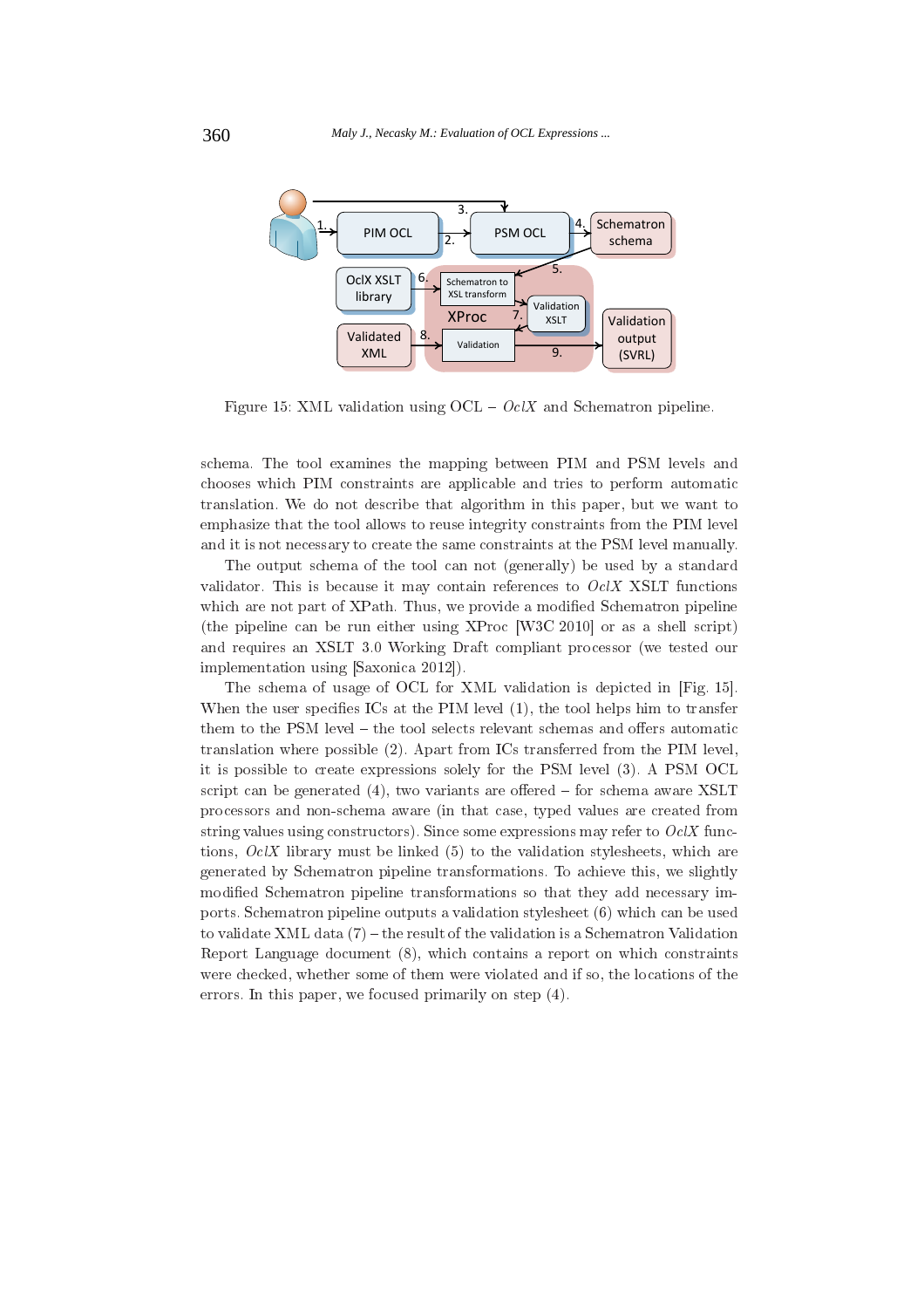Figure 15: XML validation using OCL – *OclX* and Schematron pipeline.

schema. The tool examines the mapping between PIM and PSM levels and chooses which PIM constraints are applicable and tries to perform automatic translation. We do not describe that algorithm in this paper, but we want to emphasize that the tool allows to reuse integrity constraints from the PIM level and it is not necessary to create the same constraints at the PSM level manually.

The output schema of the tool can not (generally) be used by a standard validator. This is because it may contain references to *OclX* XSLT functions which are not part of XPath. Thus, we provide a modified Schematron pipeline (the pipeline can be run either using XProc [W3C 2010] or as a shell script) and requires an XSLT 3.0 Working Draft compliant processor (we tested our implementation using [Saxonica 2012]).

The schema of usage of OCL for XML validation is depicted in [Fig. 15]. When the user specifies ICs at the PIM level (1), the tool helps him to transfer them to the PSM level – the tool selects relevant schemas and offers automatic translation where possible (2). Apart from ICs transferred from the PIM level, it is possible to create expressions solely for the PSM level (3). A PSM OCL script can be generated (4), two variants are offered – for schema aware XSLT processors and non-schema aware (in that case, typed values are created from string values using constructors). Since some expressions may refer to *OclX* functions, *OclX* library must be linked (5) to the validation stylesheets, which are generated by Schematron pipeline transformations. To achieve this, we slightly modified Schematron pipeline transformations so that they add necessary imports. Schematron pipeline outputs a validation stylesheet (6) which can be used to validate XML data (7) – the result of the validation is a Schematron Validation Report Language document (8), which contains a report on which constraints were checked, whether some of them were violated and if so, the locations of the errors. In this paper, we focused primarily on step (4).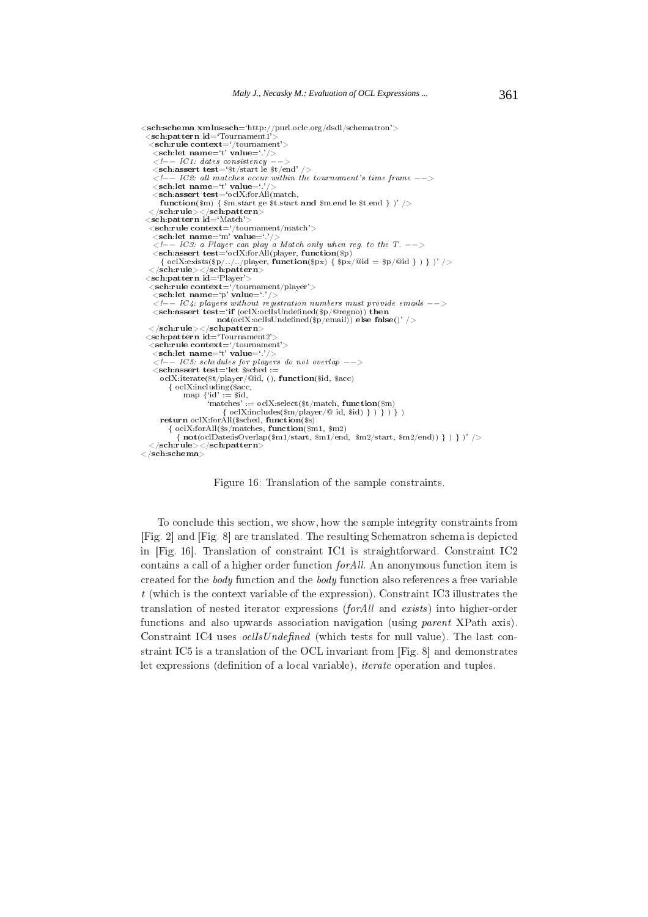```
<sch:schema xmlns:sch='http://purl.oclc.org/dsdl/schematron'>
 <sch:pattern id='Tournament1'>
  <sch:rule context='/tournament'>
   <sch:let name='t' value='.'/>
   <!-- IC1: dates consistency -->
   <sch:assert test='$t/start le $t/end' />
   <!-- IC2: all matches occur within the tournament's time frame -->
   <sch:let name='t' value='.'/>
   <sch:assert test='oclX:forAll(match,
     function($m) { $m.start ge $t.start and $m.end le $t.end } )' />
  </sch:rule></sch:pattern>
 <sch:pattern id='Match'>
  <sch:rule context='/tournament/match'>
   <sch:let name='m' value='.'/>
   <!-- IC3: a Player can play a Match only when reg. to the T. -->
   <sch:assert test='oclX:forAll(player, function($p)
     { oclX:exists($p/../../player, function($px) { $px/@id = $p/@id } ) } )' />
  </sch:rule></sch:pattern>
 <sch:pattern id='Player'>
  <sch:rule context='/tournament/player'>
   <sch:let name='p' value='.'/>
   <!-- IC4: players without registration numbers must provide emails -->
   <sch:assert test='if (oclX:oclIsUndefined($p/@regno)) then
                  not(oclX:oclIsUndefined($p/email)) else false()' />
  </sch:rule></sch:pattern>
 <sch:pattern id='Tournament2'>
  <sch:rule context='/tournament'>
   <sch:let name='t' value='.'/>
   <!-- IC5: schedules for players do not overlap -->
   <sch:assert test='let $sched :=
     oclX:iterate($t/player/@id, (), function($id, $acc)
       { oclX:including($acc,
           map {'id' := $id,
                'matches' := oclX:select($t/match, function($m)
                    { oclX:includes($m/player/@ id, $id) } ) } ) } )
     return oclX:forAll($sched, function($s)
       { oclX:forAll($s/matches, function($m1, $m2)
         { not(oclDate:isOverlap($m1/start, $m1/end, $m2/start, $m2/end)) } ) } )' />
  </sch:rule></sch:pattern>
</sch:schema>
```

Figure 16: Translation of the sample constraints.

To conclude this section, we show, how the sample integrity constraints from [Fig. 2] and [Fig. 8] are translated. The resulting Schematron schema is depicted in [Fig. 16]. Translation of constraint IC1 is straightforward. Constraint IC2 contains a call of a higher order function *forAll*. An anonymous function item is created for the *body* function and the *body* function also references a free variable *t* (which is the context variable of the expression). Constraint IC3 illustrates the translation of nested iterator expressions (*forAll* and *exists*) into higher-order functions and also upwards association navigation (using *parent* XPath axis). Constraint IC4 uses *oclIsUndefined* (which tests for null value). The last constraint IC5 is a translation of the OCL invariant from [Fig. 8] and demonstrates let expressions (definition of a local variable), *iterate* operation and tuples.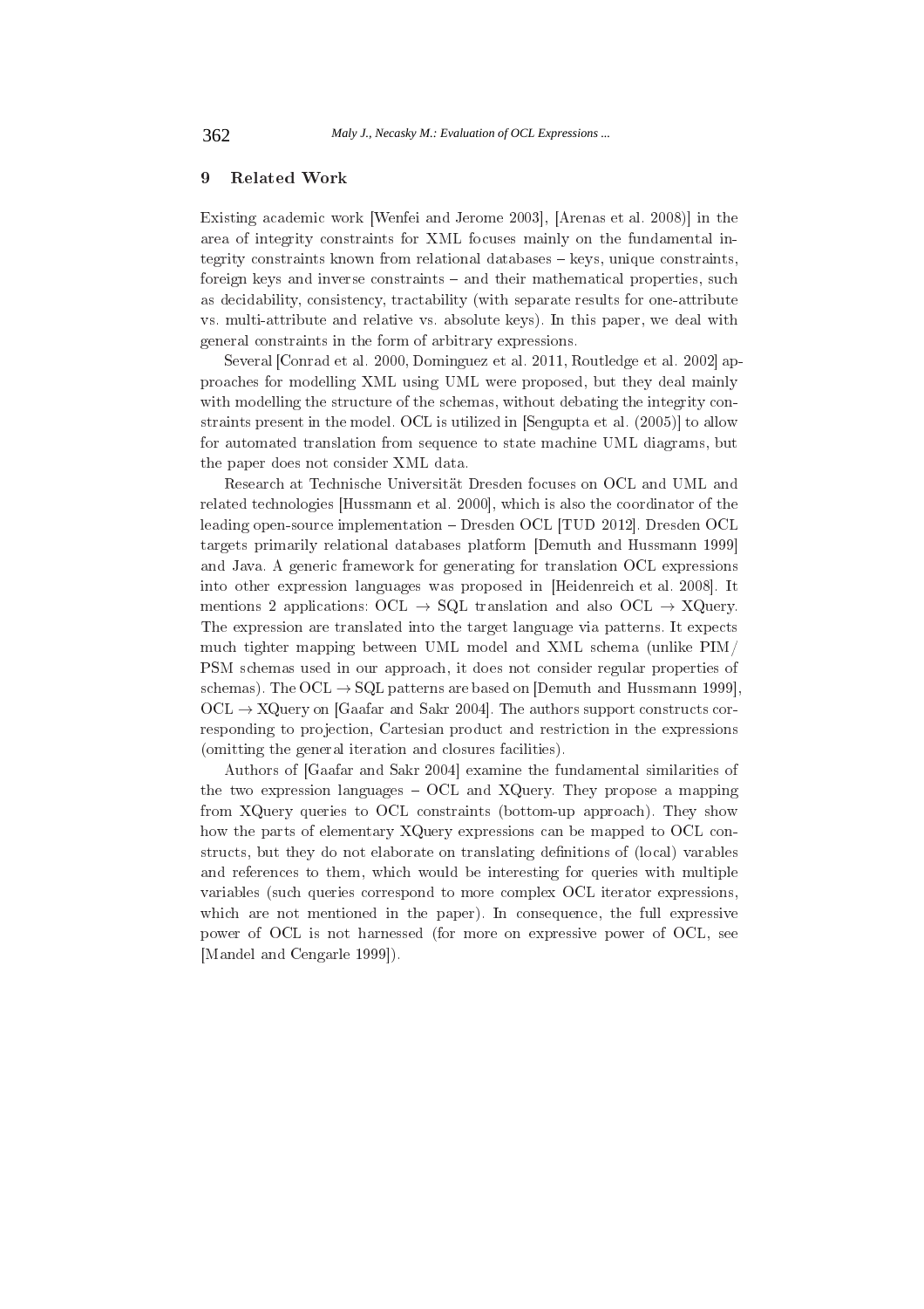## 9 Related Work

Existing academic work [Wenfei and Jerome 2003], [Arenas et al. 2008)] in the area of integrity constraints for XML focuses mainly on the fundamental integrity constraints known from relational databases – keys, unique constraints, foreign keys and inverse constraints – and their mathematical properties, such as decidability, consistency, tractability (with separate results for one-attribute vs. multi-attribute and relative vs. absolute keys). In this paper, we deal with general constraints in the form of arbitrary expressions.

Several [Conrad et al. 2000, Dominguez et al. 2011, Routledge et al. 2002] approaches for modelling XML using UML were proposed, but they deal mainly with modelling the structure of the schemas, without debating the integrity constraints present in the model. OCL is utilized in [Sengupta et al. (2005)] to allow for automated translation from sequence to state machine UML diagrams, but the paper does not consider XML data.

Research at Technische Universität Dresden focuses on OCL and UML and related technologies [Hussmann et al. 2000], which is also the coordinator of the leading open-source implementation – Dresden OCL [TUD 2012]. Dresden OCL targets primarily relational databases platform [Demuth and Hussmann 1999] and Java. A generic framework for generating for translation OCL expressions into other expression languages was proposed in [Heidenreich et al. 2008]. It mentions 2 applications: OCL $\rightarrow$ SQL translation and also OCL $\rightarrow$ XQuery. The expression are translated into the target language via patterns. It expects much tighter mapping between UML model and XML schema (unlike PIM/PSM schemas used in our approach, it does not consider regular properties of schemas). The OCL $\rightarrow$ SQL patterns are based on [Demuth and Hussmann 1999], OCL $\rightarrow$ XQuery on [Gaafar and Sakr 2004]. The authors support constructs corresponding to projection, Cartesian product and restriction in the expressions (omitting the general iteration and closures facilities).

Authors of [Gaafar and Sakr 2004] examine the fundamental similarities of the two expression languages – OCL and XQuery. They propose a mapping from XQuery queries to OCL constraints (bottom-up approach). They show how the parts of elementary XQuery expressions can be mapped to OCL constructs, but they do not elaborate on translating definitions of (local) varables and references to them, which would be interesting for queries with multiple variables (such queries correspond to more complex OCL iterator expressions, which are not mentioned in the paper). In consequence, the full expressive power of OCL is not harnessed (for more on expressive power of OCL, see [Mandel and Cengarle 1999]).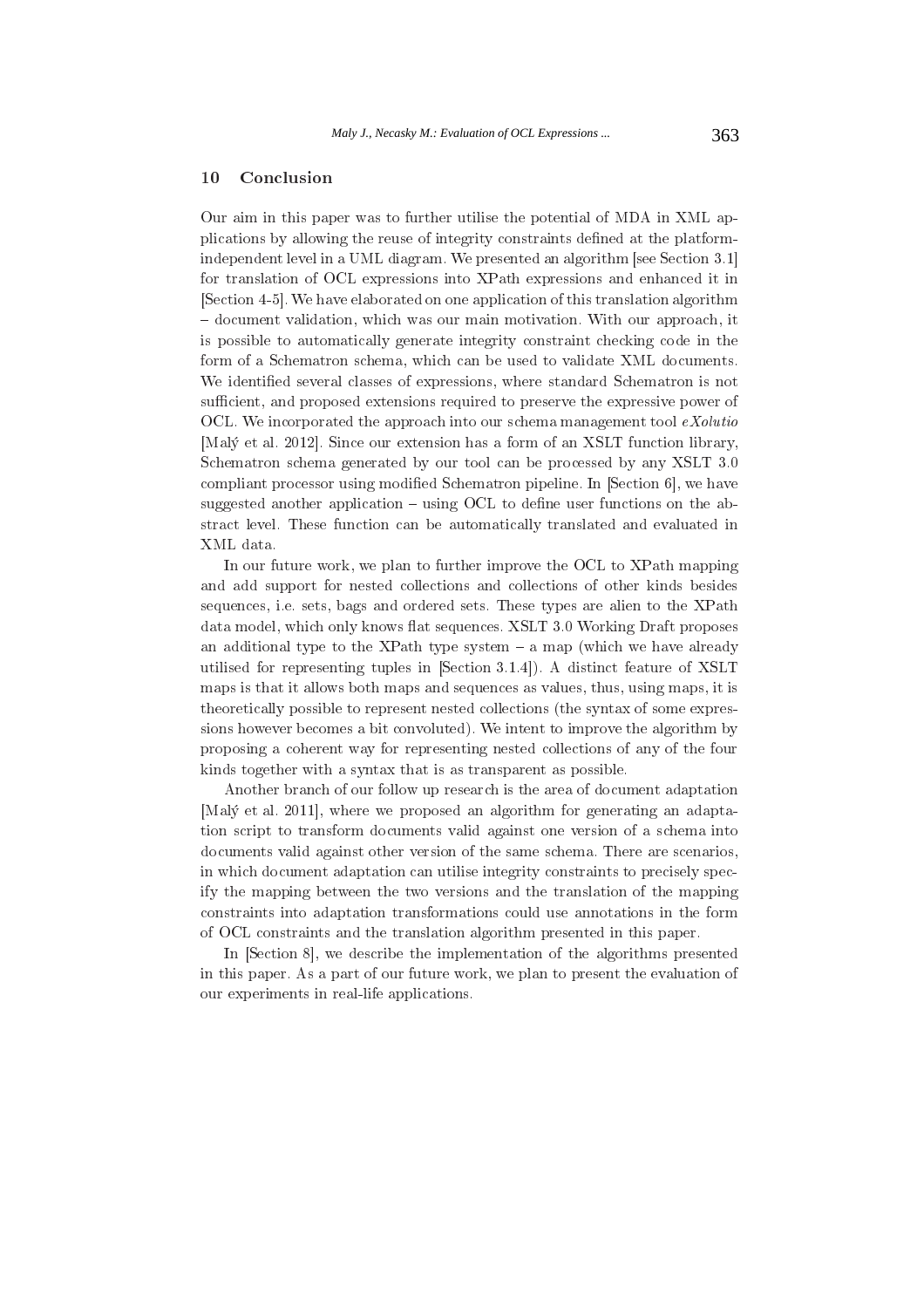## 10 Conclusion

Our aim in this paper was to further utilise the potential of MDA in XML applications by allowing the reuse of integrity constraints defined at the platform-independent level in a UML diagram. We presented an algorithm [see Section 3.1] for translation of OCL expressions into XPath expressions and enhanced it in [Section 4-5]. We have elaborated on one application of this translation algorithm – document validation, which was our main motivation. With our approach, it is possible to automatically generate integrity constraint checking code in the form of a Schematron schema, which can be used to validate XML documents. We identified several classes of expressions, where standard Schematron is not sufficient, and proposed extensions required to preserve the expressive power of OCL. We incorporated the approach into our schema management tool *eXolutio* [Malý et al. 2012]. Since our extension has a form of an XSLT function library, Schematron schema generated by our tool can be processed by any XSLT 3.0 compliant processor using modified Schematron pipeline. In [Section 6], we have suggested another application – using OCL to define user functions on the abstract level. These function can be automatically translated and evaluated in XML data.

In our future work, we plan to further improve the OCL to XPath mapping and add support for nested collections and collections of other kinds besides sequences, i.e. sets, bags and ordered sets. These types are alien to the XPath data model, which only knows flat sequences. XSLT 3.0 Working Draft proposes an additional type to the XPath type system – a map (which we have already utilised for representing tuples in [Section 3.1.4]). A distinct feature of XSLT maps is that it allows both maps and sequences as values, thus, using maps, it is theoretically possible to represent nested collections (the syntax of some expressions however becomes a bit convoluted). We intent to improve the algorithm by proposing a coherent way for representing nested collections of any of the four kinds together with a syntax that is as transparent as possible.

Another branch of our follow up research is the area of document adaptation [Malý et al. 2011], where we proposed an algorithm for generating an adaptation script to transform documents valid against one version of a schema into documents valid against other version of the same schema. There are scenarios, in which document adaptation can utilise integrity constraints to precisely specify the mapping between the two versions and the translation of the mapping constraints into adaptation transformations could use annotations in the form of OCL constraints and the translation algorithm presented in this paper.

In [Section 8], we describe the implementation of the algorithms presented in this paper. As a part of our future work, we plan to present the evaluation of our experiments in real-life applications.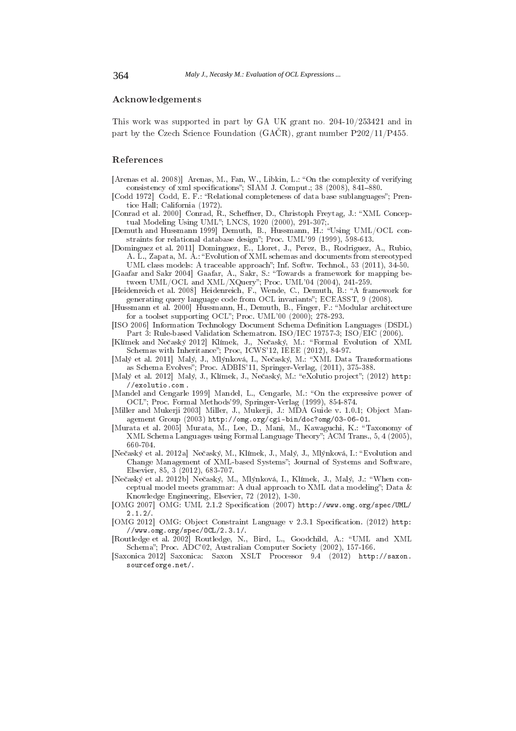## Acknowledgements

This work was supported in part by GA UK grant no. 204-10/253421 and in part by the Czech Science Foundation (GAČR), grant number P202/11/P455.

## References

[Arenas et al. 2008)] Arenas, M., Fan, W., Libkin, L.: "On the complexity of verifying consistency of xml specifications"; SIAM J. Comput.; 38 (2008), 841–880.

[Codd 1972] Codd, E. F.: "Relational completeness of data base sublanguages"; Prentice Hall; California (1972).

[Conrad et al. 2000] Conrad, R., Scheffner, D., Christoph Freytag, J.: "XML Conceptual Modeling Using UML"; LNCS, 1920 (2000), 291-307;.

[Demuth and Hussmann 1999] Demuth, B., Hussmann, H.: "Using UML/OCL constraints for relational database design"; Proc. UML'99 (1999), 598-613.

[Dominguez et al. 2011] Dominguez, E., Lloret, J., Perez, B., Rodriguez, A., Rubio, A. L., Zapata, M. A.: "Evolution of XML schemas and documents from stereotyped UML class models: A traceable approach"; Inf. Softw. Technol., 53 (2011), 34-50.

[Gaafar and Sakr 2004] Gaafar, A., Sakr, S.: "Towards a framework for mapping between UML/OCL and XML/XQuery"; Proc. UML'04 (2004), 241-259.

[Heidenreich et al. 2008] Heidenreich, F., Wende, C., Demuth, B.: "A framework for generating query language code from OCL invariants"; ECEASST, 9 (2008).

[Hussmann et al. 2000] Hussmann, H., Demuth, B., Finger, F.: "Modular architecture for a toolset supporting OCL"; Proc. UML'00 (2000); 278-293.

[ISO 2006] Information Technology Document Schema Definition Languages (DSDL) Part 3: Rule-based Validation Schematron. ISO/IEC 19757-3; ISO/EIC (2006).

[Klímek and Nečaský 2012] Klímek, J., Nečaský, M.: "Formal Evolution of XML Schemas with Inheritance"; Proc, ICWS'12, IEEE (2012), 84-97.

[Malý et al. 2011] Malý, J., Mlýnková, I., Nečaský, M.: "XML Data Transformations as Schema Evolves"; Proc. ADBIS'11, Springer-Verlag, (2011), 375-388.

[Malý et al. 2012] Malý, J., Klímek, J., Nečaský, M.: "eXolutio project"; (2012) http://exolutio.com .

[Mandel and Cengarle 1999] Mandel, L., Cengarle, M.: "On the expressive power of OCL"; Proc. Formal Methods'99, Springer-Verlag (1999), 854-874.

[Miller and Mukerji 2003] Miller, J., Mukerji, J.: MDA Guide v. 1.0.1; Object Management Group (2003) http://omg.org/cgi-bin/doc?omg/03-06-01.

[Murata et al. 2005] Murata, M., Lee, D., Mani, M., Kawaguchi, K.: "Taxonomy of XML Schema Languages using Formal Language Theory"; ACM Trans., 5, 4 (2005), 660-704.

[Nečaský et al. 2012a] Nečaský, M., Klímek, J., Malý, J., Mlýnková, I.: "Evolution and Change Management of XML-based Systems"; Journal of Systems and Software, Elsevier, 85, 3 (2012), 683-707.

[Nečaský et al. 2012b] Nečaský, M., Mlýnková, I., Klímek, J., Malý, J.: "When conceptual model meets grammar: A dual approach to XML data modeling"; Data & Knowledge Engineering, Elsevier, 72 (2012), 1-30.

[OMG 2007] OMG: UML 2.1.2 Specification (2007) http://www.omg.org/spec/UML/2.1.2/.

[OMG 2012] OMG: Object Constraint Language v 2.3.1 Specification. (2012) http://www.omg.org/spec/OCL/2.3.1/.

[Routledge et al. 2002] Routledge, N., Bird, L., Goodchild, A.: "UML and XML Schema"; Proc. ADC'02, Australian Computer Society (2002), 157-166.

[Saxonica 2012] Saxonica: Saxon XSLT Processor 9.4 (2012) http://saxon.sourceforge.net/.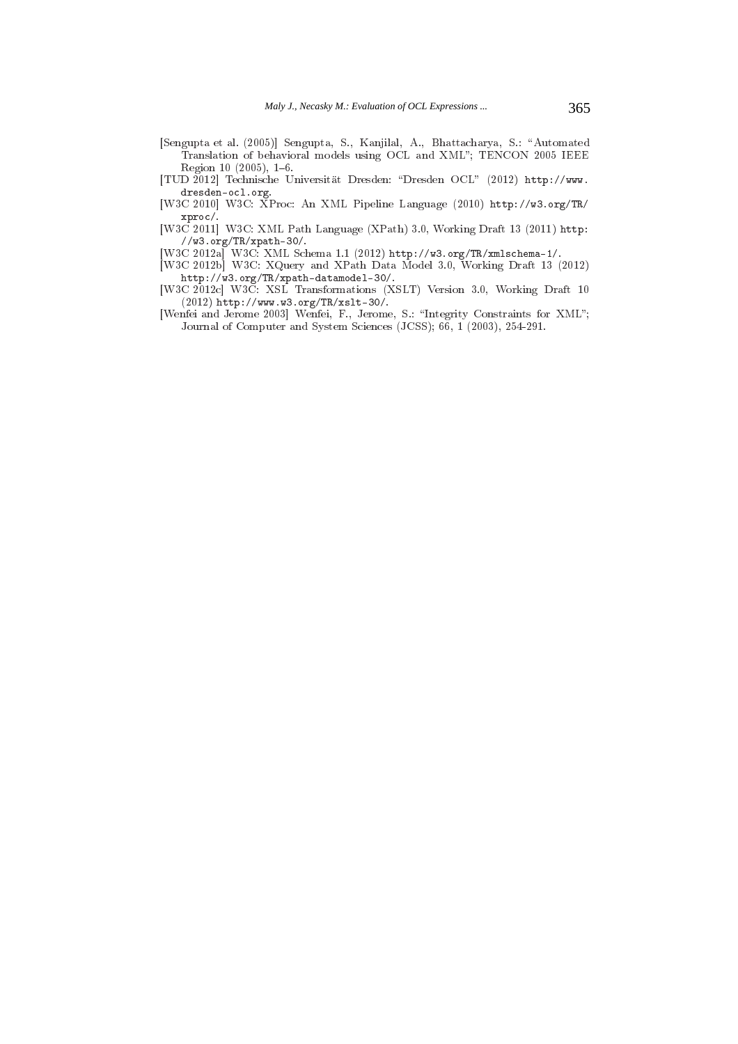[Sengupta et al. (2005)] Sengupta, S., Kanjilal, A., Bhattacharya, S.: "Automated Translation of behavioral models using OCL and XML"; TENCON 2005 IEEE Region 10 (2005), 1–6.

[TUD 2012] Technische Universität Dresden: "Dresden OCL" (2012) http://www.dresden-ocl.org.

[W3C 2010] W3C: XProc: An XML Pipeline Language (2010) http://w3.org/TR/xproc/.

[W3C 2011] W3C: XML Path Language (XPath) 3.0, Working Draft 13 (2011) http://w3.org/TR/xpath-30/.

[W3C 2012a] W3C: XML Schema 1.1 (2012) http://w3.org/TR/xmlschema-1/.

[W3C 2012b] W3C: XQuery and XPath Data Model 3.0, Working Draft 13 (2012) http://w3.org/TR/xpath-datamodel-30/.

[W3C 2012c] W3C: XSL Transformations (XSLT) Version 3.0, Working Draft 10 (2012) http://www.w3.org/TR/xslt-30/.

[Wenfei and Jerome 2003] Wenfei, F., Jerome, S.: "Integrity Constraints for XML"; Journal of Computer and System Sciences (JCSS); 66, 1 (2003), 254-291.